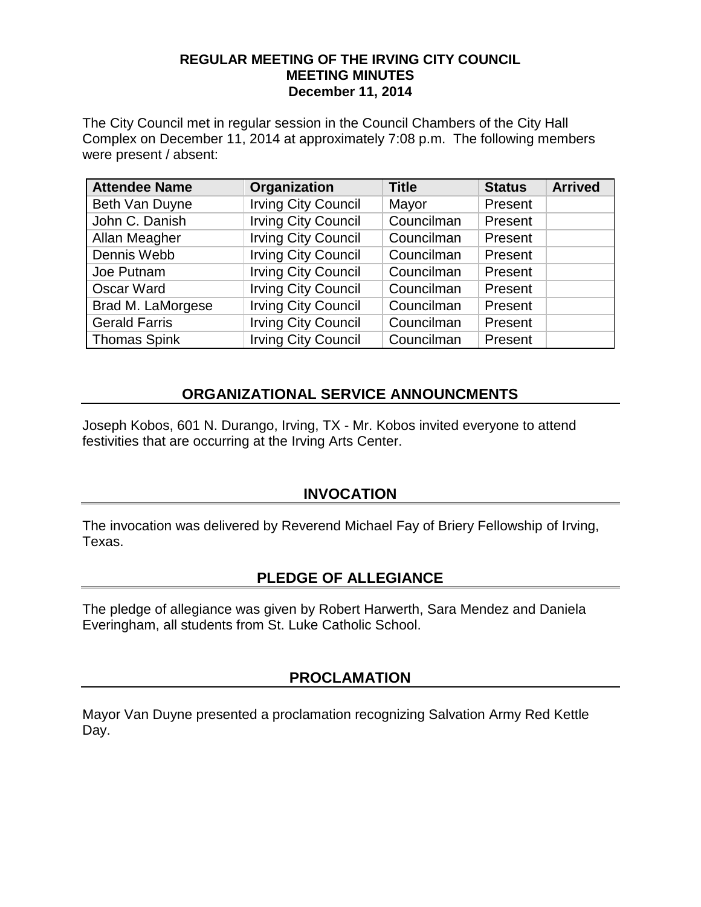# REGULAR MEETING OF THE IRVING CITY COUNCIL
## MEETING MINUTES
## December 11, 2014

The City Council met in regular session in the Council Chambers of the City Hall Complex on December 11, 2014 at approximately 7:08 p.m. The following members were present / absent:

| Attendee Name | Organization | Title | Status | Arrived |
|---|---|---|---|---|
| Beth Van Duyne | Irving City Council | Mayor | Present | |
| John C. Danish | Irving City Council | Councilman | Present | |
| Allan Meagher | Irving City Council | Councilman | Present | |
| Dennis Webb | Irving City Council | Councilman | Present | |
| Joe Putnam | Irving City Council | Councilman | Present | |
| Oscar Ward | Irving City Council | Councilman | Present | |
| Brad M. LaMorgese | Irving City Council | Councilman | Present | |
| Gerald Farris | Irving City Council | Councilman | Present | |
| Thomas Spink | Irving City Council | Councilman | Present | |

## ORGANIZATIONAL SERVICE ANNOUNCMENTS

Joseph Kobos, 601 N. Durango, Irving, TX - Mr. Kobos invited everyone to attend festivities that are occurring at the Irving Arts Center.

## INVOCATION

The invocation was delivered by Reverend Michael Fay of Briery Fellowship of Irving, Texas.

## PLEDGE OF ALLEGIANCE

The pledge of allegiance was given by Robert Harwerth, Sara Mendez and Daniela Everingham, all students from St. Luke Catholic School.

## PROCLAMATION

Mayor Van Duyne presented a proclamation recognizing Salvation Army Red Kettle Day.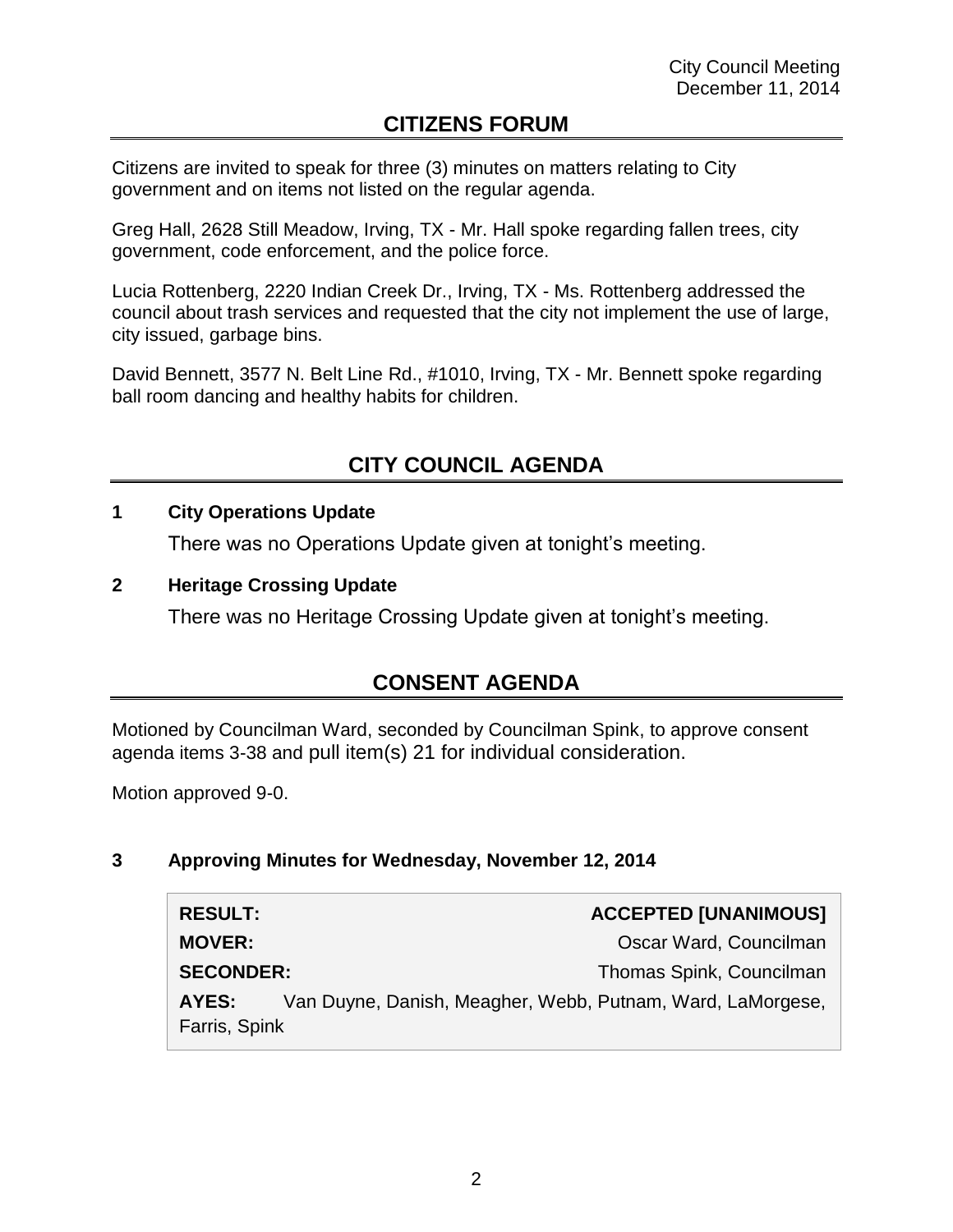## CITIZENS FORUM

Citizens are invited to speak for three (3) minutes on matters relating to City government and on items not listed on the regular agenda.

Greg Hall, 2628 Still Meadow, Irving, TX - Mr. Hall spoke regarding fallen trees, city government, code enforcement, and the police force.

Lucia Rottenberg, 2220 Indian Creek Dr., Irving, TX - Ms. Rottenberg addressed the council about trash services and requested that the city not implement the use of large, city issued, garbage bins.

David Bennett, 3577 N. Belt Line Rd., #1010, Irving, TX - Mr. Bennett spoke regarding ball room dancing and healthy habits for children.

## CITY COUNCIL AGENDA

**1 City Operations Update**

There was no Operations Update given at tonight's meeting.

**2 Heritage Crossing Update**

There was no Heritage Crossing Update given at tonight's meeting.

## CONSENT AGENDA

Motioned by Councilman Ward, seconded by Councilman Spink, to approve consent agenda items 3-38 and pull item(s) 21 for individual consideration.

Motion approved 9-0.

**3 Approving Minutes for Wednesday, November 12, 2014**

| | |
|---|---|
| **RESULT:** | **ACCEPTED [UNANIMOUS]** |
| **MOVER:** | Oscar Ward, Councilman |
| **SECONDER:** | Thomas Spink, Councilman |
| **AYES:** | Van Duyne, Danish, Meagher, Webb, Putnam, Ward, LaMorgese, Farris, Spink |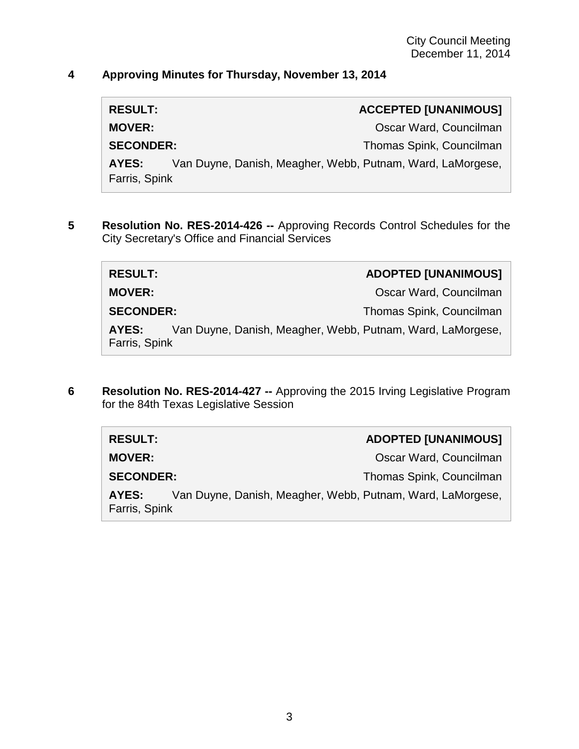**4 Approving Minutes for Thursday, November 13, 2014**

| | |
|---|---|
| **RESULT:** | **ACCEPTED [UNANIMOUS]** |
| **MOVER:** | Oscar Ward, Councilman |
| **SECONDER:** | Thomas Spink, Councilman |
| **AYES:** | Van Duyne, Danish, Meagher, Webb, Putnam, Ward, LaMorgese, Farris, Spink |

**5 Resolution No. RES-2014-426 --** Approving Records Control Schedules for the City Secretary's Office and Financial Services

| | |
|---|---|
| **RESULT:** | **ADOPTED [UNANIMOUS]** |
| **MOVER:** | Oscar Ward, Councilman |
| **SECONDER:** | Thomas Spink, Councilman |
| **AYES:** | Van Duyne, Danish, Meagher, Webb, Putnam, Ward, LaMorgese, Farris, Spink |

**6 Resolution No. RES-2014-427 --** Approving the 2015 Irving Legislative Program for the 84th Texas Legislative Session

| | |
|---|---|
| **RESULT:** | **ADOPTED [UNANIMOUS]** |
| **MOVER:** | Oscar Ward, Councilman |
| **SECONDER:** | Thomas Spink, Councilman |
| **AYES:** | Van Duyne, Danish, Meagher, Webb, Putnam, Ward, LaMorgese, Farris, Spink |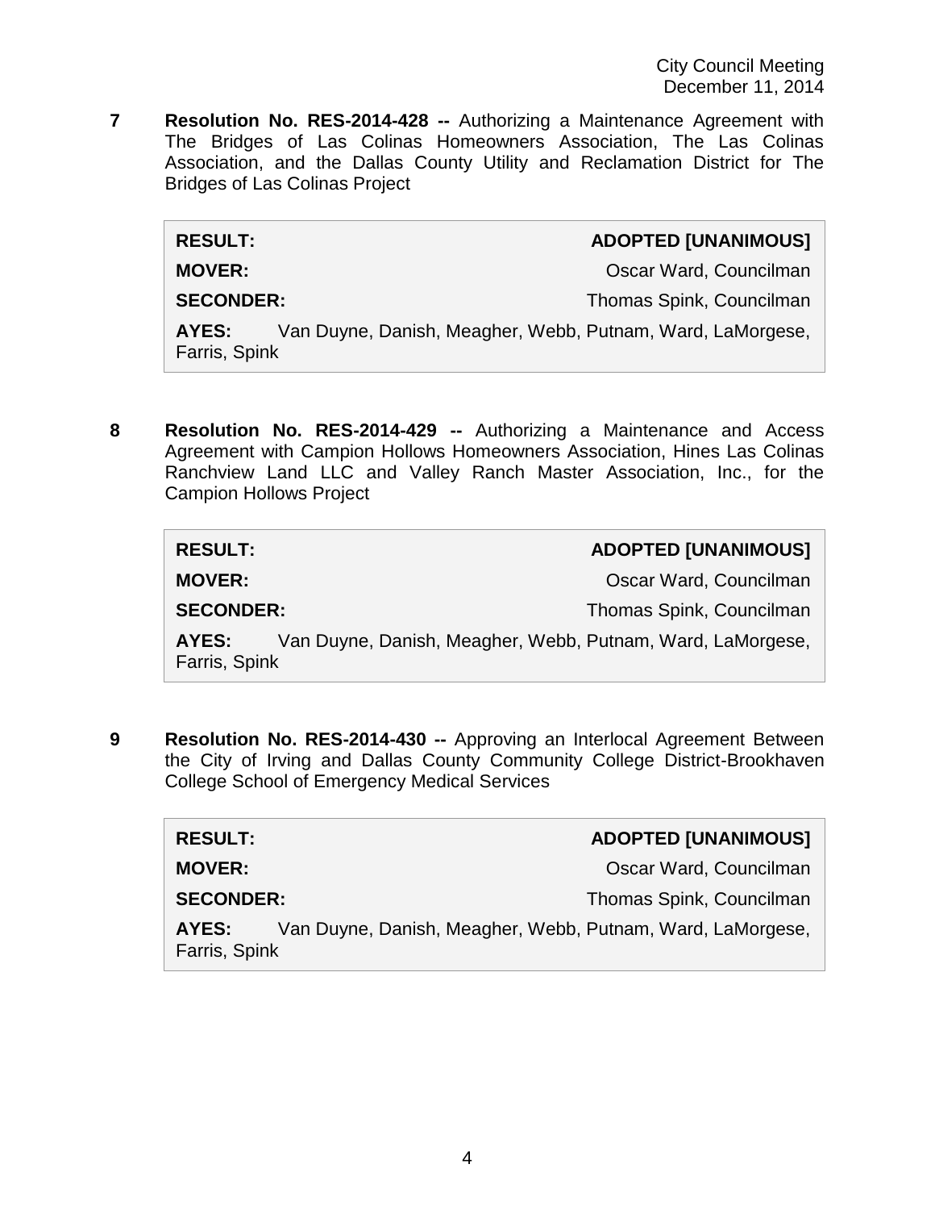**7** **Resolution No. RES-2014-428 --** Authorizing a Maintenance Agreement with The Bridges of Las Colinas Homeowners Association, The Las Colinas Association, and the Dallas County Utility and Reclamation District for The Bridges of Las Colinas Project

| | |
|---|---|
| **RESULT:** | **ADOPTED [UNANIMOUS]** |
| **MOVER:** | Oscar Ward, Councilman |
| **SECONDER:** | Thomas Spink, Councilman |
| **AYES:** | Van Duyne, Danish, Meagher, Webb, Putnam, Ward, LaMorgese, Farris, Spink |

**8** **Resolution No. RES-2014-429 --** Authorizing a Maintenance and Access Agreement with Campion Hollows Homeowners Association, Hines Las Colinas Ranchview Land LLC and Valley Ranch Master Association, Inc., for the Campion Hollows Project

| | |
|---|---|
| **RESULT:** | **ADOPTED [UNANIMOUS]** |
| **MOVER:** | Oscar Ward, Councilman |
| **SECONDER:** | Thomas Spink, Councilman |
| **AYES:** | Van Duyne, Danish, Meagher, Webb, Putnam, Ward, LaMorgese, Farris, Spink |

**9** **Resolution No. RES-2014-430 --** Approving an Interlocal Agreement Between the City of Irving and Dallas County Community College District-Brookhaven College School of Emergency Medical Services

| | |
|---|---|
| **RESULT:** | **ADOPTED [UNANIMOUS]** |
| **MOVER:** | Oscar Ward, Councilman |
| **SECONDER:** | Thomas Spink, Councilman |
| **AYES:** | Van Duyne, Danish, Meagher, Webb, Putnam, Ward, LaMorgese, Farris, Spink |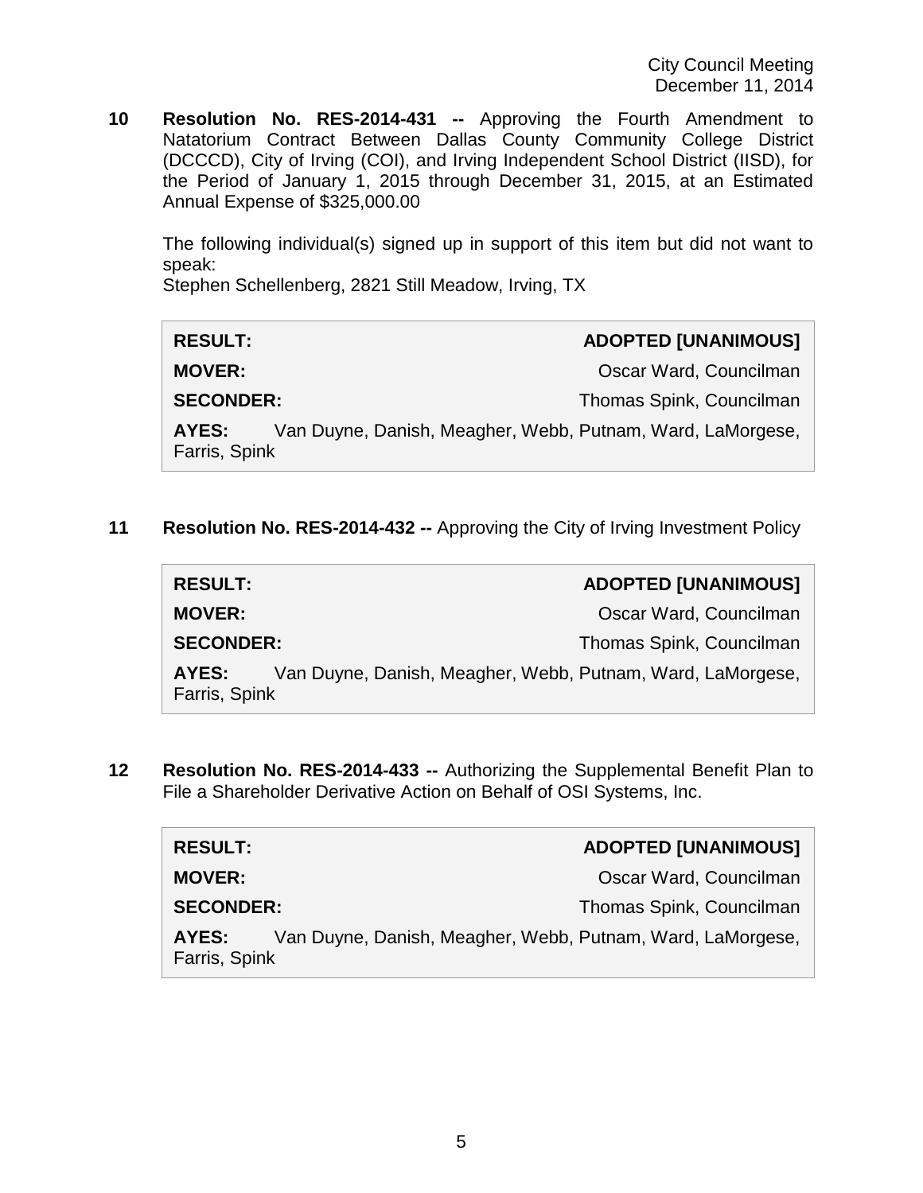**10 Resolution No. RES-2014-431 --** Approving the Fourth Amendment to Natatorium Contract Between Dallas County Community College District (DCCCD), City of Irving (COI), and Irving Independent School District (IISD), for the Period of January 1, 2015 through December 31, 2015, at an Estimated Annual Expense of $325,000.00

The following individual(s) signed up in support of this item but did not want to speak:
Stephen Schellenberg, 2821 Still Meadow, Irving, TX

| | |
|---|---|
| **RESULT:** | **ADOPTED [UNANIMOUS]** |
| **MOVER:** | Oscar Ward, Councilman |
| **SECONDER:** | Thomas Spink, Councilman |
| **AYES:** | Van Duyne, Danish, Meagher, Webb, Putnam, Ward, LaMorgese, Farris, Spink |

**11 Resolution No. RES-2014-432 --** Approving the City of Irving Investment Policy

| | |
|---|---|
| **RESULT:** | **ADOPTED [UNANIMOUS]** |
| **MOVER:** | Oscar Ward, Councilman |
| **SECONDER:** | Thomas Spink, Councilman |
| **AYES:** | Van Duyne, Danish, Meagher, Webb, Putnam, Ward, LaMorgese, Farris, Spink |

**12 Resolution No. RES-2014-433 --** Authorizing the Supplemental Benefit Plan to File a Shareholder Derivative Action on Behalf of OSI Systems, Inc.

| | |
|---|---|
| **RESULT:** | **ADOPTED [UNANIMOUS]** |
| **MOVER:** | Oscar Ward, Councilman |
| **SECONDER:** | Thomas Spink, Councilman |
| **AYES:** | Van Duyne, Danish, Meagher, Webb, Putnam, Ward, LaMorgese, Farris, Spink |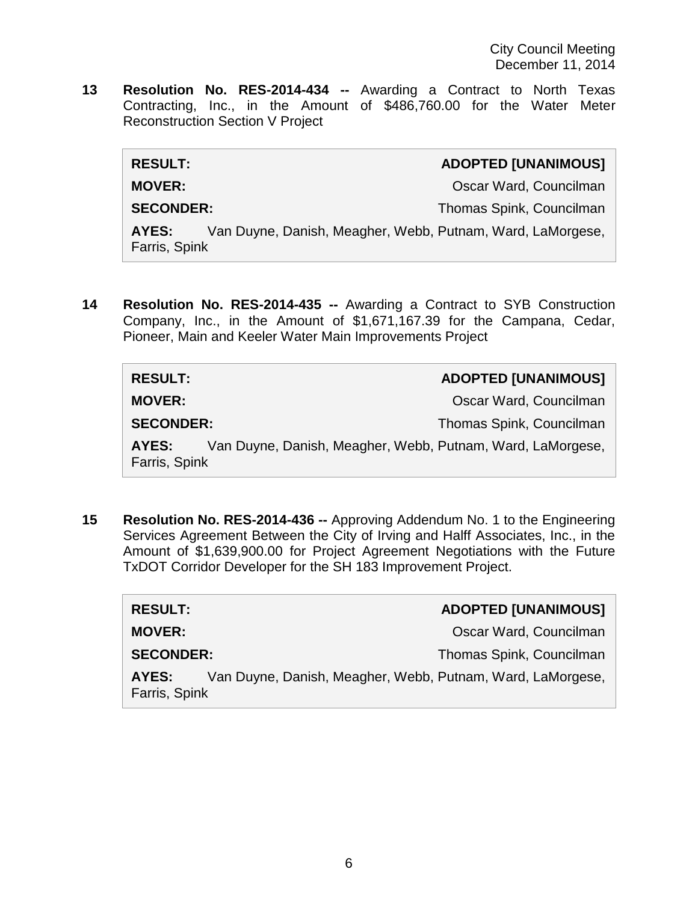**13 Resolution No. RES-2014-434 --** Awarding a Contract to North Texas Contracting, Inc., in the Amount of $486,760.00 for the Water Meter Reconstruction Section V Project

| | |
|---|---|
| **RESULT:** | **ADOPTED [UNANIMOUS]** |
| **MOVER:** | Oscar Ward, Councilman |
| **SECONDER:** | Thomas Spink, Councilman |
| **AYES:** | Van Duyne, Danish, Meagher, Webb, Putnam, Ward, LaMorgese, Farris, Spink |

**14 Resolution No. RES-2014-435 --** Awarding a Contract to SYB Construction Company, Inc., in the Amount of $1,671,167.39 for the Campana, Cedar, Pioneer, Main and Keeler Water Main Improvements Project

| | |
|---|---|
| **RESULT:** | **ADOPTED [UNANIMOUS]** |
| **MOVER:** | Oscar Ward, Councilman |
| **SECONDER:** | Thomas Spink, Councilman |
| **AYES:** | Van Duyne, Danish, Meagher, Webb, Putnam, Ward, LaMorgese, Farris, Spink |

**15 Resolution No. RES-2014-436 --** Approving Addendum No. 1 to the Engineering Services Agreement Between the City of Irving and Halff Associates, Inc., in the Amount of $1,639,900.00 for Project Agreement Negotiations with the Future TxDOT Corridor Developer for the SH 183 Improvement Project.

| | |
|---|---|
| **RESULT:** | **ADOPTED [UNANIMOUS]** |
| **MOVER:** | Oscar Ward, Councilman |
| **SECONDER:** | Thomas Spink, Councilman |
| **AYES:** | Van Duyne, Danish, Meagher, Webb, Putnam, Ward, LaMorgese, Farris, Spink |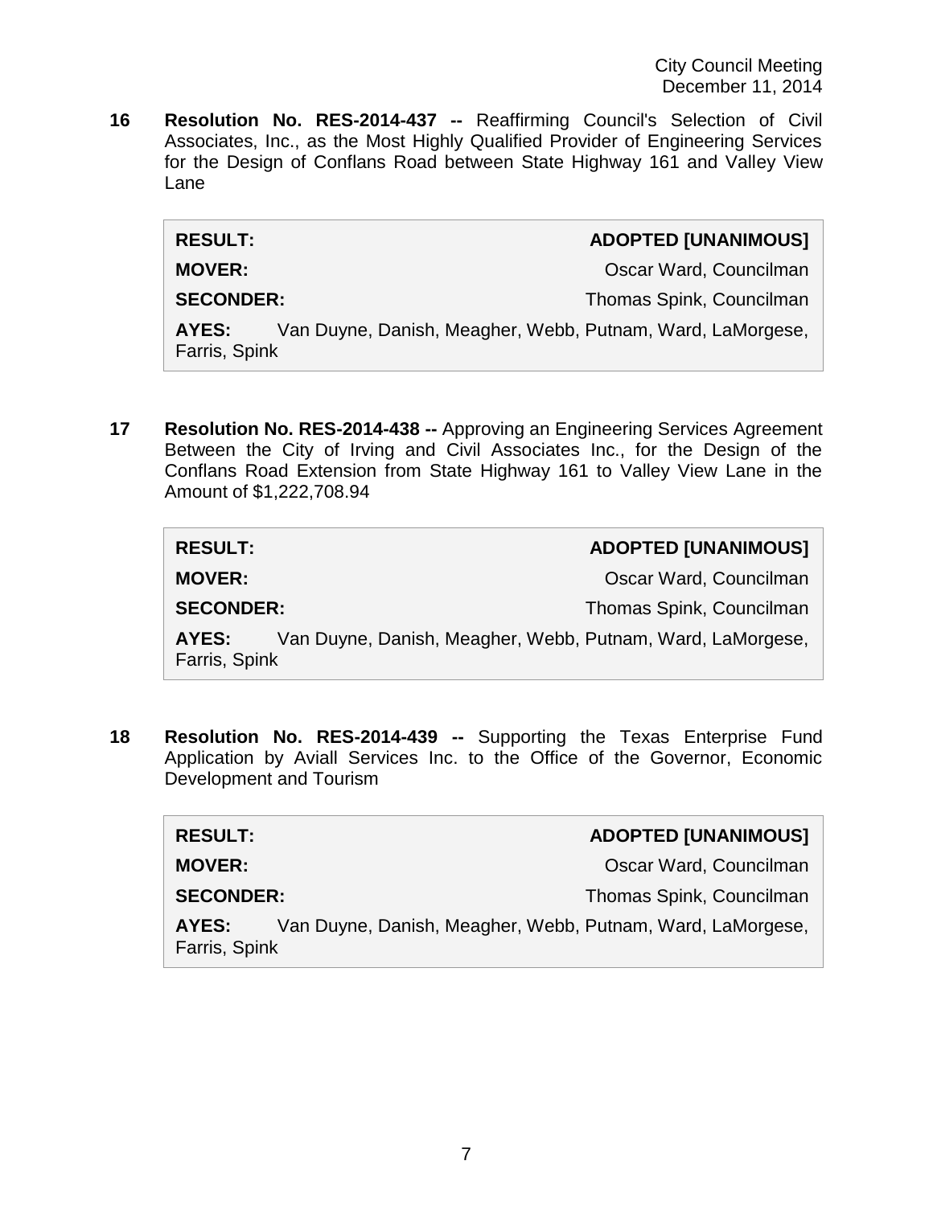**16 Resolution No. RES-2014-437 --** Reaffirming Council's Selection of Civil Associates, Inc., as the Most Highly Qualified Provider of Engineering Services for the Design of Conflans Road between State Highway 161 and Valley View Lane

| | |
|---|---|
| **RESULT:** | **ADOPTED [UNANIMOUS]** |
| **MOVER:** | Oscar Ward, Councilman |
| **SECONDER:** | Thomas Spink, Councilman |
| **AYES:** | Van Duyne, Danish, Meagher, Webb, Putnam, Ward, LaMorgese, Farris, Spink |

**17 Resolution No. RES-2014-438 --** Approving an Engineering Services Agreement Between the City of Irving and Civil Associates Inc., for the Design of the Conflans Road Extension from State Highway 161 to Valley View Lane in the Amount of $1,222,708.94

| | |
|---|---|
| **RESULT:** | **ADOPTED [UNANIMOUS]** |
| **MOVER:** | Oscar Ward, Councilman |
| **SECONDER:** | Thomas Spink, Councilman |
| **AYES:** | Van Duyne, Danish, Meagher, Webb, Putnam, Ward, LaMorgese, Farris, Spink |

**18 Resolution No. RES-2014-439 --** Supporting the Texas Enterprise Fund Application by Aviall Services Inc. to the Office of the Governor, Economic Development and Tourism

| | |
|---|---|
| **RESULT:** | **ADOPTED [UNANIMOUS]** |
| **MOVER:** | Oscar Ward, Councilman |
| **SECONDER:** | Thomas Spink, Councilman |
| **AYES:** | Van Duyne, Danish, Meagher, Webb, Putnam, Ward, LaMorgese, Farris, Spink |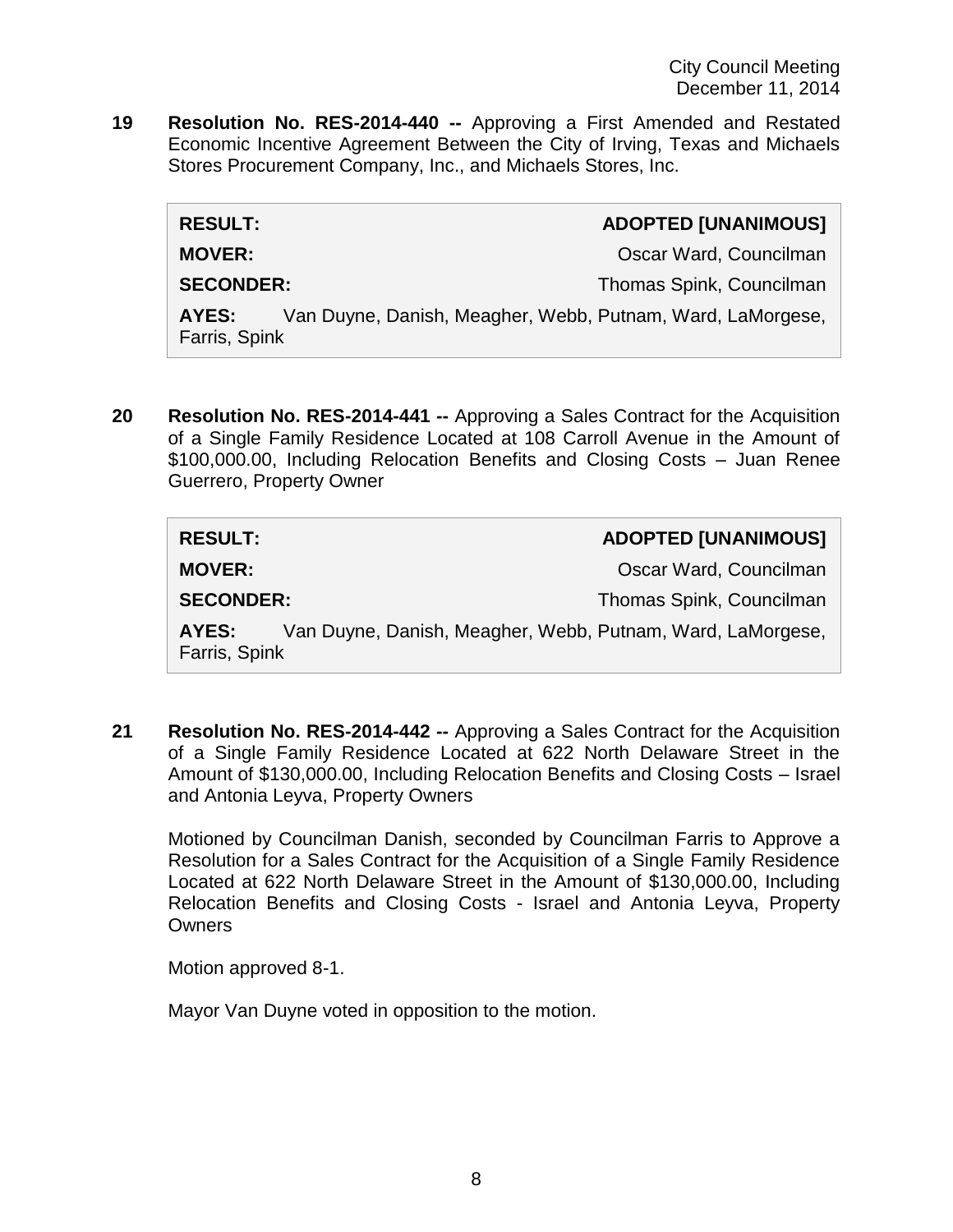**19 Resolution No. RES-2014-440 --** Approving a First Amended and Restated Economic Incentive Agreement Between the City of Irving, Texas and Michaels Stores Procurement Company, Inc., and Michaels Stores, Inc.

| | |
|---|---|
| **RESULT:** | **ADOPTED [UNANIMOUS]** |
| **MOVER:** | Oscar Ward, Councilman |
| **SECONDER:** | Thomas Spink, Councilman |
| **AYES:** | Van Duyne, Danish, Meagher, Webb, Putnam, Ward, LaMorgese, Farris, Spink |

**20 Resolution No. RES-2014-441 --** Approving a Sales Contract for the Acquisition of a Single Family Residence Located at 108 Carroll Avenue in the Amount of $100,000.00, Including Relocation Benefits and Closing Costs – Juan Renee Guerrero, Property Owner

| | |
|---|---|
| **RESULT:** | **ADOPTED [UNANIMOUS]** |
| **MOVER:** | Oscar Ward, Councilman |
| **SECONDER:** | Thomas Spink, Councilman |
| **AYES:** | Van Duyne, Danish, Meagher, Webb, Putnam, Ward, LaMorgese, Farris, Spink |

**21 Resolution No. RES-2014-442 --** Approving a Sales Contract for the Acquisition of a Single Family Residence Located at 622 North Delaware Street in the Amount of $130,000.00, Including Relocation Benefits and Closing Costs – Israel and Antonia Leyva, Property Owners

Motioned by Councilman Danish, seconded by Councilman Farris to Approve a Resolution for a Sales Contract for the Acquisition of a Single Family Residence Located at 622 North Delaware Street in the Amount of $130,000.00, Including Relocation Benefits and Closing Costs - Israel and Antonia Leyva, Property Owners

Motion approved 8-1.

Mayor Van Duyne voted in opposition to the motion.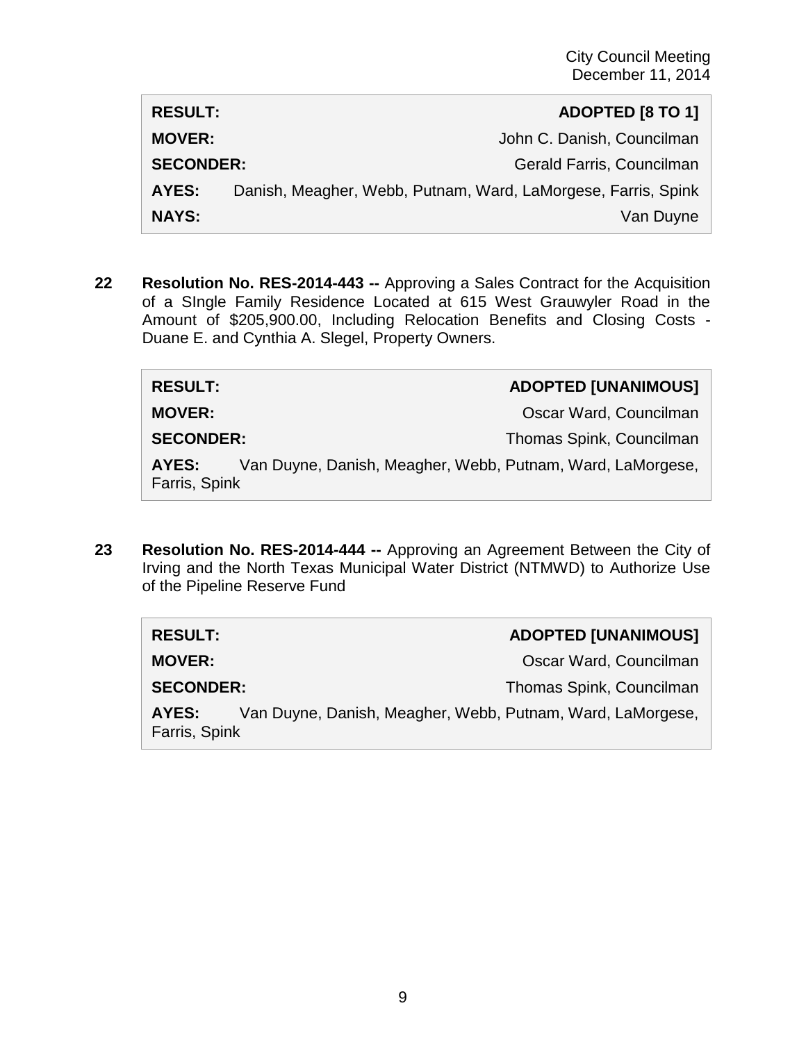| | |
|---|---|
| **RESULT:** | **ADOPTED [8 TO 1]** |
| **MOVER:** | John C. Danish, Councilman |
| **SECONDER:** | Gerald Farris, Councilman |
| **AYES:** | Danish, Meagher, Webb, Putnam, Ward, LaMorgese, Farris, Spink |
| **NAYS:** | Van Duyne |

**22** **Resolution No. RES-2014-443 --** Approving a Sales Contract for the Acquisition of a SIngle Family Residence Located at 615 West Grauwyler Road in the Amount of $205,900.00, Including Relocation Benefits and Closing Costs - Duane E. and Cynthia A. Slegel, Property Owners.

| | |
|---|---|
| **RESULT:** | **ADOPTED [UNANIMOUS]** |
| **MOVER:** | Oscar Ward, Councilman |
| **SECONDER:** | Thomas Spink, Councilman |
| **AYES:** | Van Duyne, Danish, Meagher, Webb, Putnam, Ward, LaMorgese, Farris, Spink |

**23** **Resolution No. RES-2014-444 --** Approving an Agreement Between the City of Irving and the North Texas Municipal Water District (NTMWD) to Authorize Use of the Pipeline Reserve Fund

| | |
|---|---|
| **RESULT:** | **ADOPTED [UNANIMOUS]** |
| **MOVER:** | Oscar Ward, Councilman |
| **SECONDER:** | Thomas Spink, Councilman |
| **AYES:** | Van Duyne, Danish, Meagher, Webb, Putnam, Ward, LaMorgese, Farris, Spink |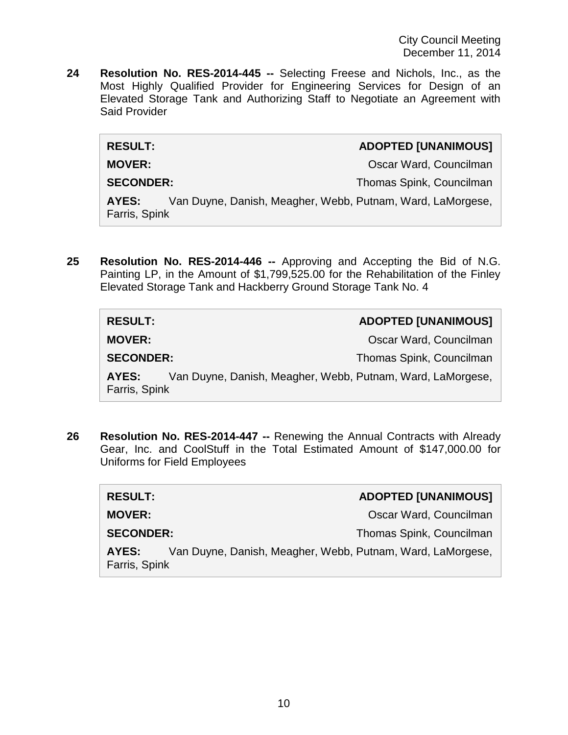**24 Resolution No. RES-2014-445 --** Selecting Freese and Nichols, Inc., as the Most Highly Qualified Provider for Engineering Services for Design of an Elevated Storage Tank and Authorizing Staff to Negotiate an Agreement with Said Provider

| | |
|---|---|
| **RESULT:** | **ADOPTED [UNANIMOUS]** |
| **MOVER:** | Oscar Ward, Councilman |
| **SECONDER:** | Thomas Spink, Councilman |
| **AYES:** | Van Duyne, Danish, Meagher, Webb, Putnam, Ward, LaMorgese, Farris, Spink |

**25 Resolution No. RES-2014-446 --** Approving and Accepting the Bid of N.G. Painting LP, in the Amount of $1,799,525.00 for the Rehabilitation of the Finley Elevated Storage Tank and Hackberry Ground Storage Tank No. 4

| | |
|---|---|
| **RESULT:** | **ADOPTED [UNANIMOUS]** |
| **MOVER:** | Oscar Ward, Councilman |
| **SECONDER:** | Thomas Spink, Councilman |
| **AYES:** | Van Duyne, Danish, Meagher, Webb, Putnam, Ward, LaMorgese, Farris, Spink |

**26 Resolution No. RES-2014-447 --** Renewing the Annual Contracts with Already Gear, Inc. and CoolStuff in the Total Estimated Amount of $147,000.00 for Uniforms for Field Employees

| | |
|---|---|
| **RESULT:** | **ADOPTED [UNANIMOUS]** |
| **MOVER:** | Oscar Ward, Councilman |
| **SECONDER:** | Thomas Spink, Councilman |
| **AYES:** | Van Duyne, Danish, Meagher, Webb, Putnam, Ward, LaMorgese, Farris, Spink |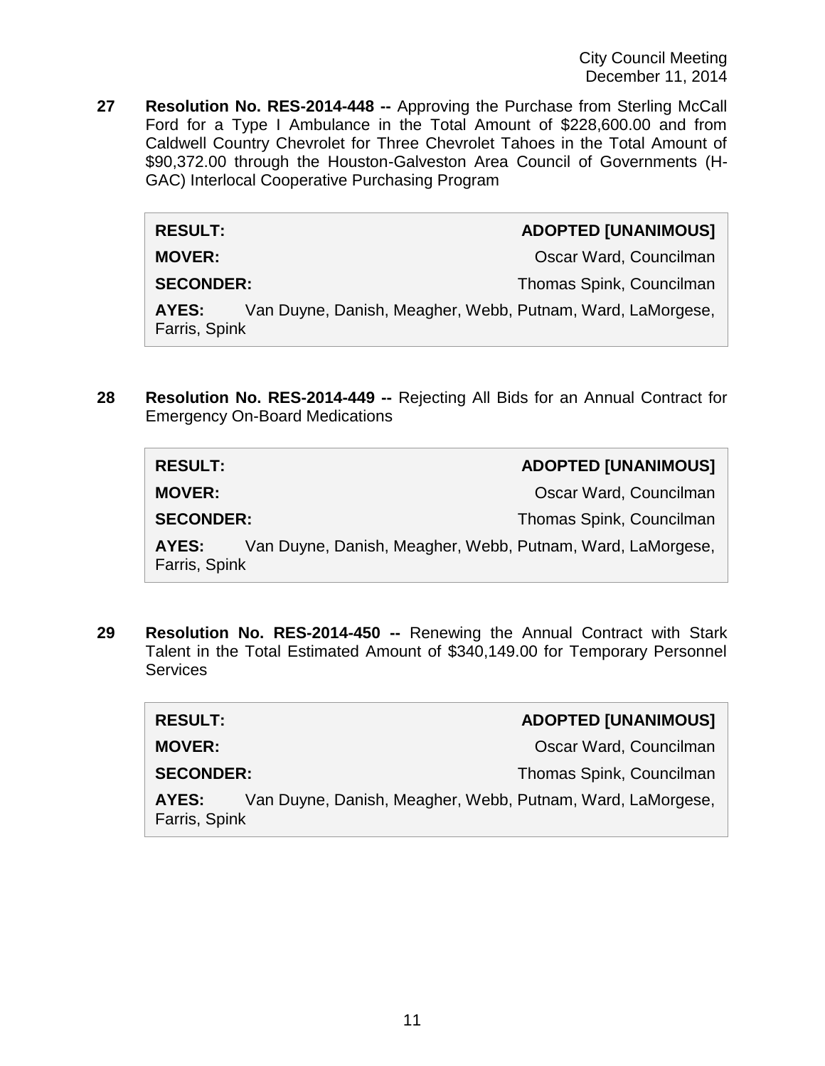**27 Resolution No. RES-2014-448 --** Approving the Purchase from Sterling McCall Ford for a Type I Ambulance in the Total Amount of $228,600.00 and from Caldwell Country Chevrolet for Three Chevrolet Tahoes in the Total Amount of $90,372.00 through the Houston-Galveston Area Council of Governments (H-GAC) Interlocal Cooperative Purchasing Program

| | |
|---|---|
| **RESULT:** | **ADOPTED [UNANIMOUS]** |
| **MOVER:** | Oscar Ward, Councilman |
| **SECONDER:** | Thomas Spink, Councilman |
| **AYES:** | Van Duyne, Danish, Meagher, Webb, Putnam, Ward, LaMorgese, Farris, Spink |

**28 Resolution No. RES-2014-449 --** Rejecting All Bids for an Annual Contract for Emergency On-Board Medications

| | |
|---|---|
| **RESULT:** | **ADOPTED [UNANIMOUS]** |
| **MOVER:** | Oscar Ward, Councilman |
| **SECONDER:** | Thomas Spink, Councilman |
| **AYES:** | Van Duyne, Danish, Meagher, Webb, Putnam, Ward, LaMorgese, Farris, Spink |

**29 Resolution No. RES-2014-450 --** Renewing the Annual Contract with Stark Talent in the Total Estimated Amount of $340,149.00 for Temporary Personnel Services

| | |
|---|---|
| **RESULT:** | **ADOPTED [UNANIMOUS]** |
| **MOVER:** | Oscar Ward, Councilman |
| **SECONDER:** | Thomas Spink, Councilman |
| **AYES:** | Van Duyne, Danish, Meagher, Webb, Putnam, Ward, LaMorgese, Farris, Spink |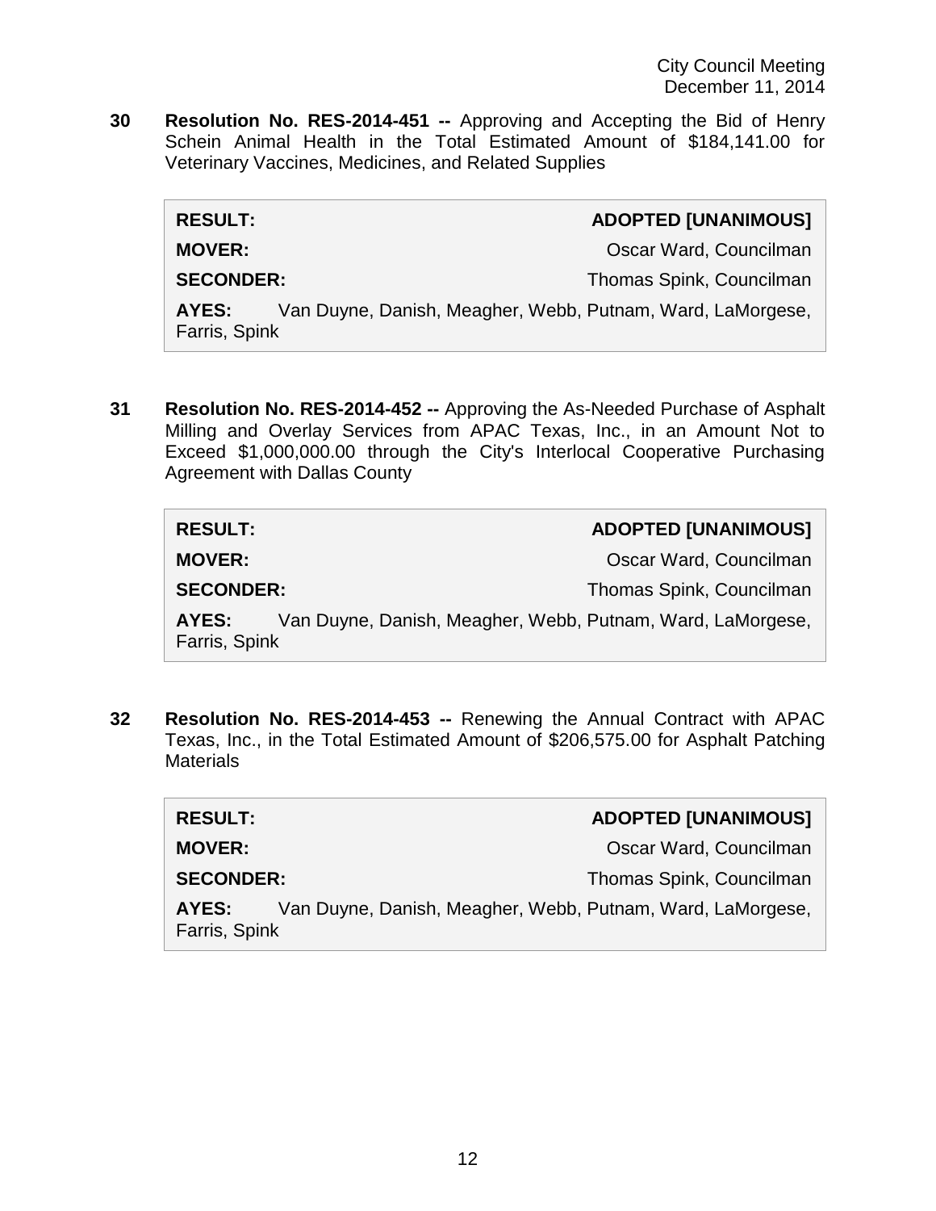**30** **Resolution No. RES-2014-451 --** Approving and Accepting the Bid of Henry Schein Animal Health in the Total Estimated Amount of $184,141.00 for Veterinary Vaccines, Medicines, and Related Supplies

| | |
|---|---|
| **RESULT:** | **ADOPTED [UNANIMOUS]** |
| **MOVER:** | Oscar Ward, Councilman |
| **SECONDER:** | Thomas Spink, Councilman |
| **AYES:** | Van Duyne, Danish, Meagher, Webb, Putnam, Ward, LaMorgese, Farris, Spink |

**31** **Resolution No. RES-2014-452 --** Approving the As-Needed Purchase of Asphalt Milling and Overlay Services from APAC Texas, Inc., in an Amount Not to Exceed $1,000,000.00 through the City's Interlocal Cooperative Purchasing Agreement with Dallas County

| | |
|---|---|
| **RESULT:** | **ADOPTED [UNANIMOUS]** |
| **MOVER:** | Oscar Ward, Councilman |
| **SECONDER:** | Thomas Spink, Councilman |
| **AYES:** | Van Duyne, Danish, Meagher, Webb, Putnam, Ward, LaMorgese, Farris, Spink |

**32** **Resolution No. RES-2014-453 --** Renewing the Annual Contract with APAC Texas, Inc., in the Total Estimated Amount of $206,575.00 for Asphalt Patching Materials

| | |
|---|---|
| **RESULT:** | **ADOPTED [UNANIMOUS]** |
| **MOVER:** | Oscar Ward, Councilman |
| **SECONDER:** | Thomas Spink, Councilman |
| **AYES:** | Van Duyne, Danish, Meagher, Webb, Putnam, Ward, LaMorgese, Farris, Spink |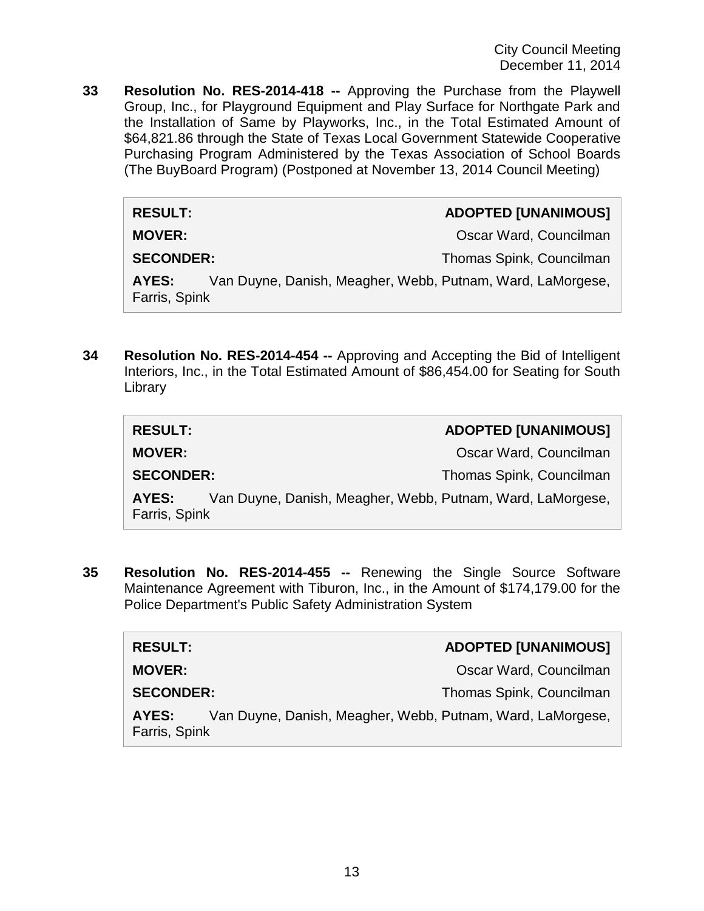**33 Resolution No. RES-2014-418 --** Approving the Purchase from the Playwell Group, Inc., for Playground Equipment and Play Surface for Northgate Park and the Installation of Same by Playworks, Inc., in the Total Estimated Amount of $64,821.86 through the State of Texas Local Government Statewide Cooperative Purchasing Program Administered by the Texas Association of School Boards (The BuyBoard Program) (Postponed at November 13, 2014 Council Meeting)

| | |
|---|---|
| **RESULT:** | **ADOPTED [UNANIMOUS]** |
| **MOVER:** | Oscar Ward, Councilman |
| **SECONDER:** | Thomas Spink, Councilman |
| **AYES:** | Van Duyne, Danish, Meagher, Webb, Putnam, Ward, LaMorgese, Farris, Spink |

**34 Resolution No. RES-2014-454 --** Approving and Accepting the Bid of Intelligent Interiors, Inc., in the Total Estimated Amount of $86,454.00 for Seating for South Library

| | |
|---|---|
| **RESULT:** | **ADOPTED [UNANIMOUS]** |
| **MOVER:** | Oscar Ward, Councilman |
| **SECONDER:** | Thomas Spink, Councilman |
| **AYES:** | Van Duyne, Danish, Meagher, Webb, Putnam, Ward, LaMorgese, Farris, Spink |

**35 Resolution No. RES-2014-455 --** Renewing the Single Source Software Maintenance Agreement with Tiburon, Inc., in the Amount of $174,179.00 for the Police Department's Public Safety Administration System

| | |
|---|---|
| **RESULT:** | **ADOPTED [UNANIMOUS]** |
| **MOVER:** | Oscar Ward, Councilman |
| **SECONDER:** | Thomas Spink, Councilman |
| **AYES:** | Van Duyne, Danish, Meagher, Webb, Putnam, Ward, LaMorgese, Farris, Spink |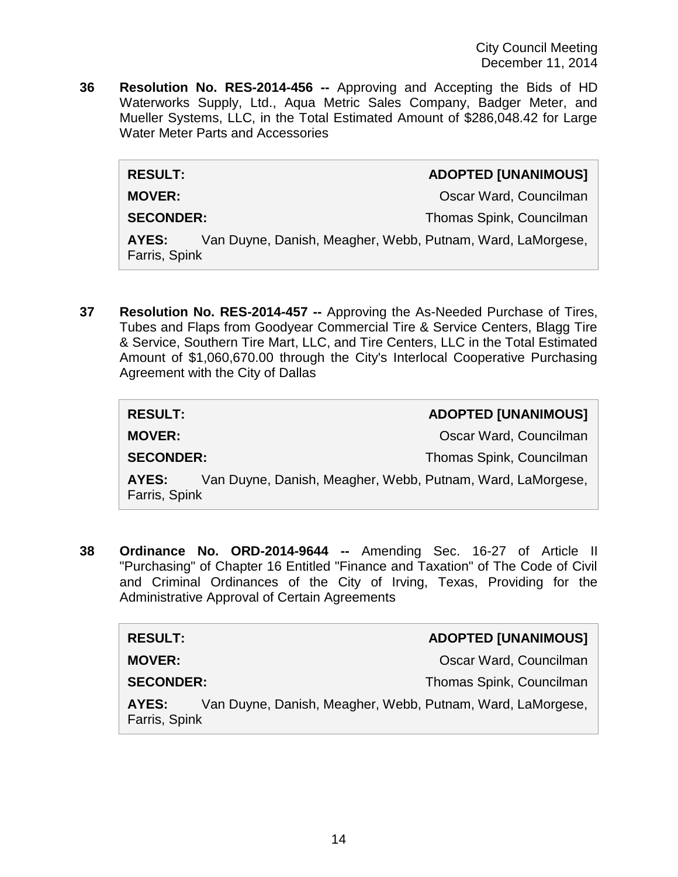**36 Resolution No. RES-2014-456 --** Approving and Accepting the Bids of HD Waterworks Supply, Ltd., Aqua Metric Sales Company, Badger Meter, and Mueller Systems, LLC, in the Total Estimated Amount of $286,048.42 for Large Water Meter Parts and Accessories

| | |
|---|---|
| **RESULT:** | **ADOPTED [UNANIMOUS]** |
| **MOVER:** | Oscar Ward, Councilman |
| **SECONDER:** | Thomas Spink, Councilman |
| **AYES:** | Van Duyne, Danish, Meagher, Webb, Putnam, Ward, LaMorgese, Farris, Spink |

**37 Resolution No. RES-2014-457 --** Approving the As-Needed Purchase of Tires, Tubes and Flaps from Goodyear Commercial Tire & Service Centers, Blagg Tire & Service, Southern Tire Mart, LLC, and Tire Centers, LLC in the Total Estimated Amount of $1,060,670.00 through the City's Interlocal Cooperative Purchasing Agreement with the City of Dallas

| | |
|---|---|
| **RESULT:** | **ADOPTED [UNANIMOUS]** |
| **MOVER:** | Oscar Ward, Councilman |
| **SECONDER:** | Thomas Spink, Councilman |
| **AYES:** | Van Duyne, Danish, Meagher, Webb, Putnam, Ward, LaMorgese, Farris, Spink |

**38 Ordinance No. ORD-2014-9644 --** Amending Sec. 16-27 of Article II "Purchasing" of Chapter 16 Entitled "Finance and Taxation" of The Code of Civil and Criminal Ordinances of the City of Irving, Texas, Providing for the Administrative Approval of Certain Agreements

| | |
|---|---|
| **RESULT:** | **ADOPTED [UNANIMOUS]** |
| **MOVER:** | Oscar Ward, Councilman |
| **SECONDER:** | Thomas Spink, Councilman |
| **AYES:** | Van Duyne, Danish, Meagher, Webb, Putnam, Ward, LaMorgese, Farris, Spink |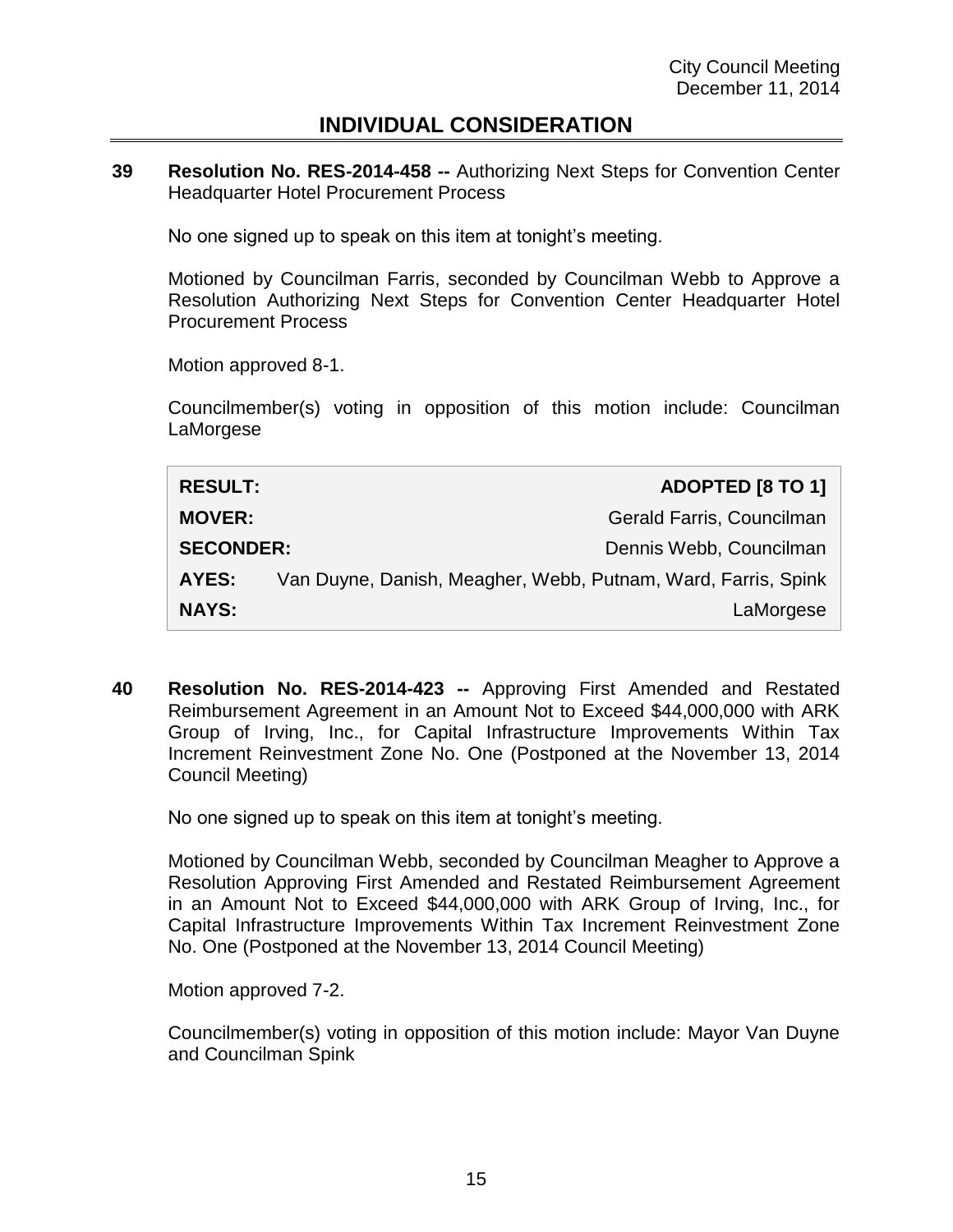## INDIVIDUAL CONSIDERATION

**39 Resolution No. RES-2014-458 --** Authorizing Next Steps for Convention Center Headquarter Hotel Procurement Process

No one signed up to speak on this item at tonight's meeting.

Motioned by Councilman Farris, seconded by Councilman Webb to Approve a Resolution Authorizing Next Steps for Convention Center Headquarter Hotel Procurement Process

Motion approved 8-1.

Councilmember(s) voting in opposition of this motion include: Councilman LaMorgese

| | |
|---|---|
| **RESULT:** | **ADOPTED [8 TO 1]** |
| **MOVER:** | Gerald Farris, Councilman |
| **SECONDER:** | Dennis Webb, Councilman |
| **AYES:** | Van Duyne, Danish, Meagher, Webb, Putnam, Ward, Farris, Spink |
| **NAYS:** | LaMorgese |

**40 Resolution No. RES-2014-423 --** Approving First Amended and Restated Reimbursement Agreement in an Amount Not to Exceed $44,000,000 with ARK Group of Irving, Inc., for Capital Infrastructure Improvements Within Tax Increment Reinvestment Zone No. One (Postponed at the November 13, 2014 Council Meeting)

No one signed up to speak on this item at tonight's meeting.

Motioned by Councilman Webb, seconded by Councilman Meagher to Approve a Resolution Approving First Amended and Restated Reimbursement Agreement in an Amount Not to Exceed $44,000,000 with ARK Group of Irving, Inc., for Capital Infrastructure Improvements Within Tax Increment Reinvestment Zone No. One (Postponed at the November 13, 2014 Council Meeting)

Motion approved 7-2.

Councilmember(s) voting in opposition of this motion include: Mayor Van Duyne and Councilman Spink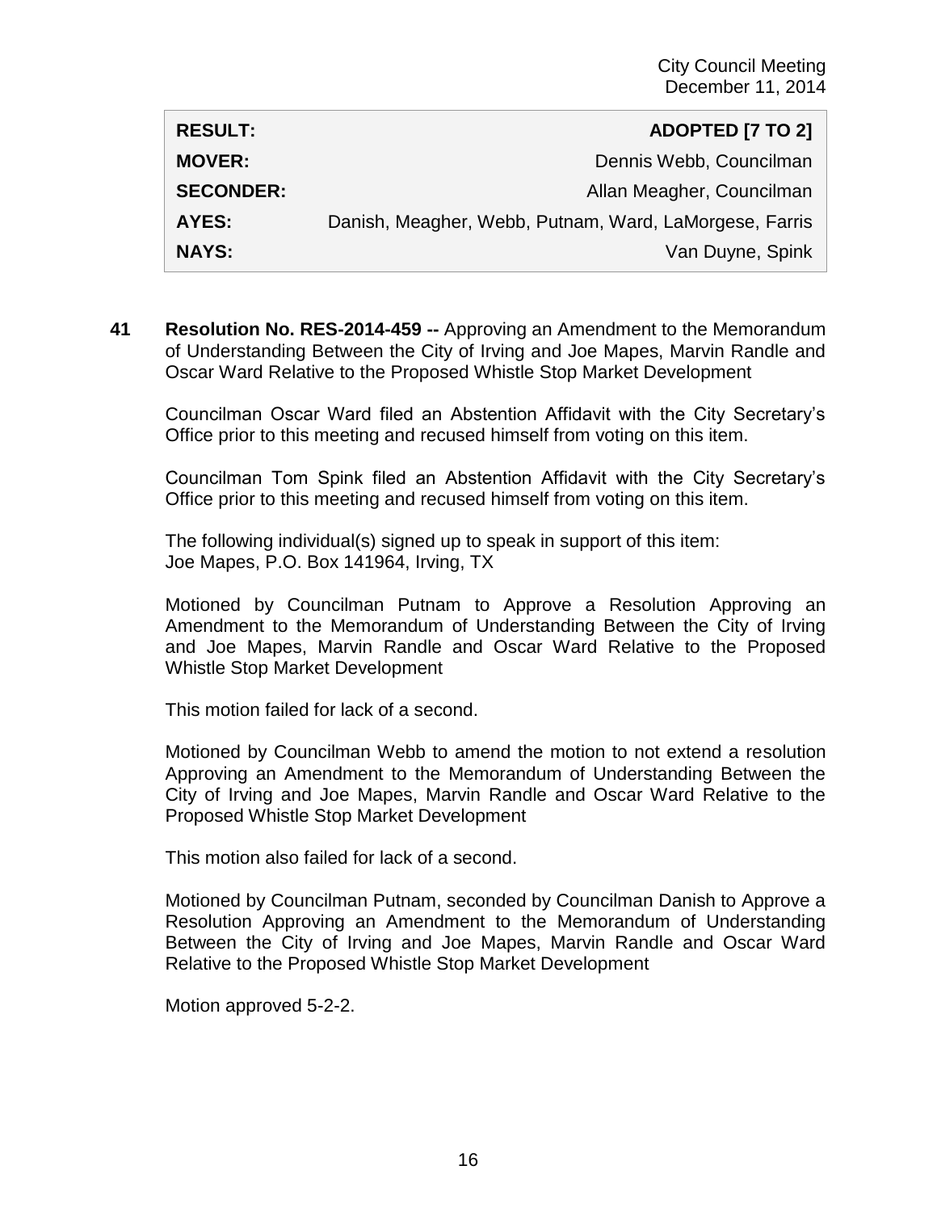| RESULT: | ADOPTED [7 TO 2] |
|---|---|
| MOVER: | Dennis Webb, Councilman |
| SECONDER: | Allan Meagher, Councilman |
| AYES: | Danish, Meagher, Webb, Putnam, Ward, LaMorgese, Farris |
| NAYS: | Van Duyne, Spink |

**41 Resolution No. RES-2014-459 --** Approving an Amendment to the Memorandum of Understanding Between the City of Irving and Joe Mapes, Marvin Randle and Oscar Ward Relative to the Proposed Whistle Stop Market Development

Councilman Oscar Ward filed an Abstention Affidavit with the City Secretary's Office prior to this meeting and recused himself from voting on this item.

Councilman Tom Spink filed an Abstention Affidavit with the City Secretary's Office prior to this meeting and recused himself from voting on this item.

The following individual(s) signed up to speak in support of this item:
Joe Mapes, P.O. Box 141964, Irving, TX

Motioned by Councilman Putnam to Approve a Resolution Approving an Amendment to the Memorandum of Understanding Between the City of Irving and Joe Mapes, Marvin Randle and Oscar Ward Relative to the Proposed Whistle Stop Market Development

This motion failed for lack of a second.

Motioned by Councilman Webb to amend the motion to not extend a resolution Approving an Amendment to the Memorandum of Understanding Between the City of Irving and Joe Mapes, Marvin Randle and Oscar Ward Relative to the Proposed Whistle Stop Market Development

This motion also failed for lack of a second.

Motioned by Councilman Putnam, seconded by Councilman Danish to Approve a Resolution Approving an Amendment to the Memorandum of Understanding Between the City of Irving and Joe Mapes, Marvin Randle and Oscar Ward Relative to the Proposed Whistle Stop Market Development

Motion approved 5-2-2.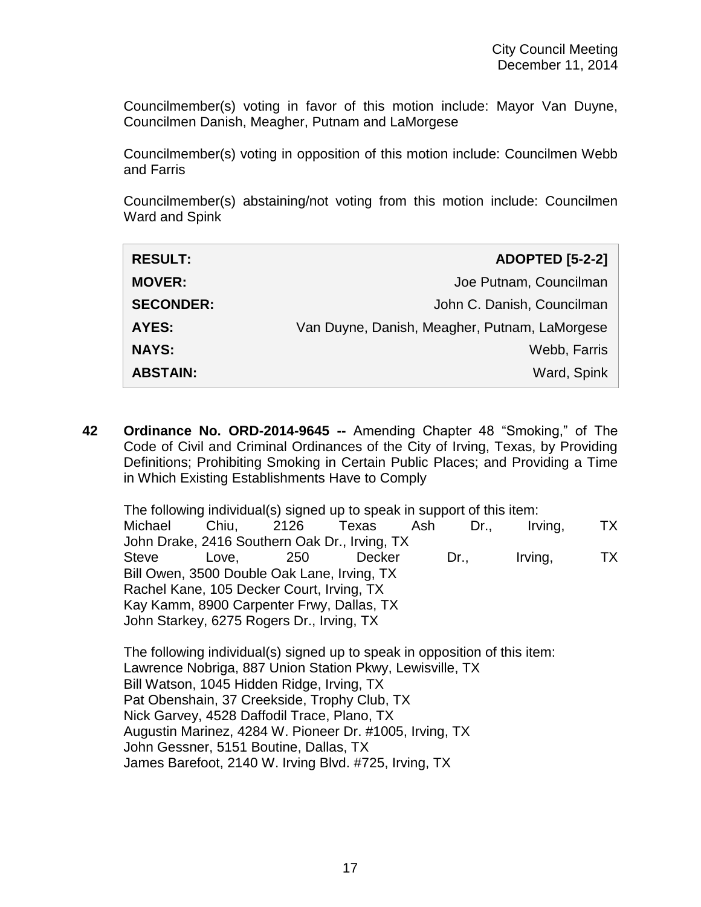Councilmember(s) voting in favor of this motion include: Mayor Van Duyne, Councilmen Danish, Meagher, Putnam and LaMorgese

Councilmember(s) voting in opposition of this motion include: Councilmen Webb and Farris

Councilmember(s) abstaining/not voting from this motion include: Councilmen Ward and Spink

| | |
|---|---|
| **RESULT:** | **ADOPTED [5-2-2]** |
| **MOVER:** | Joe Putnam, Councilman |
| **SECONDER:** | John C. Danish, Councilman |
| **AYES:** | Van Duyne, Danish, Meagher, Putnam, LaMorgese |
| **NAYS:** | Webb, Farris |
| **ABSTAIN:** | Ward, Spink |

**42 Ordinance No. ORD-2014-9645 --** Amending Chapter 48 "Smoking," of The Code of Civil and Criminal Ordinances of the City of Irving, Texas, by Providing Definitions; Prohibiting Smoking in Certain Public Places; and Providing a Time in Which Existing Establishments Have to Comply

The following individual(s) signed up to speak in support of this item:
Michael Chiu, 2126 Texas Ash Dr., Irving, TX
John Drake, 2416 Southern Oak Dr., Irving, TX
Steve Love, 250 Decker Dr., Irving, TX
Bill Owen, 3500 Double Oak Lane, Irving, TX
Rachel Kane, 105 Decker Court, Irving, TX
Kay Kamm, 8900 Carpenter Frwy, Dallas, TX
John Starkey, 6275 Rogers Dr., Irving, TX

The following individual(s) signed up to speak in opposition of this item:
Lawrence Nobriga, 887 Union Station Pkwy, Lewisville, TX
Bill Watson, 1045 Hidden Ridge, Irving, TX
Pat Obenshain, 37 Creekside, Trophy Club, TX
Nick Garvey, 4528 Daffodil Trace, Plano, TX
Augustin Marinez, 4284 W. Pioneer Dr. #1005, Irving, TX
John Gessner, 5151 Boutine, Dallas, TX
James Barefoot, 2140 W. Irving Blvd. #725, Irving, TX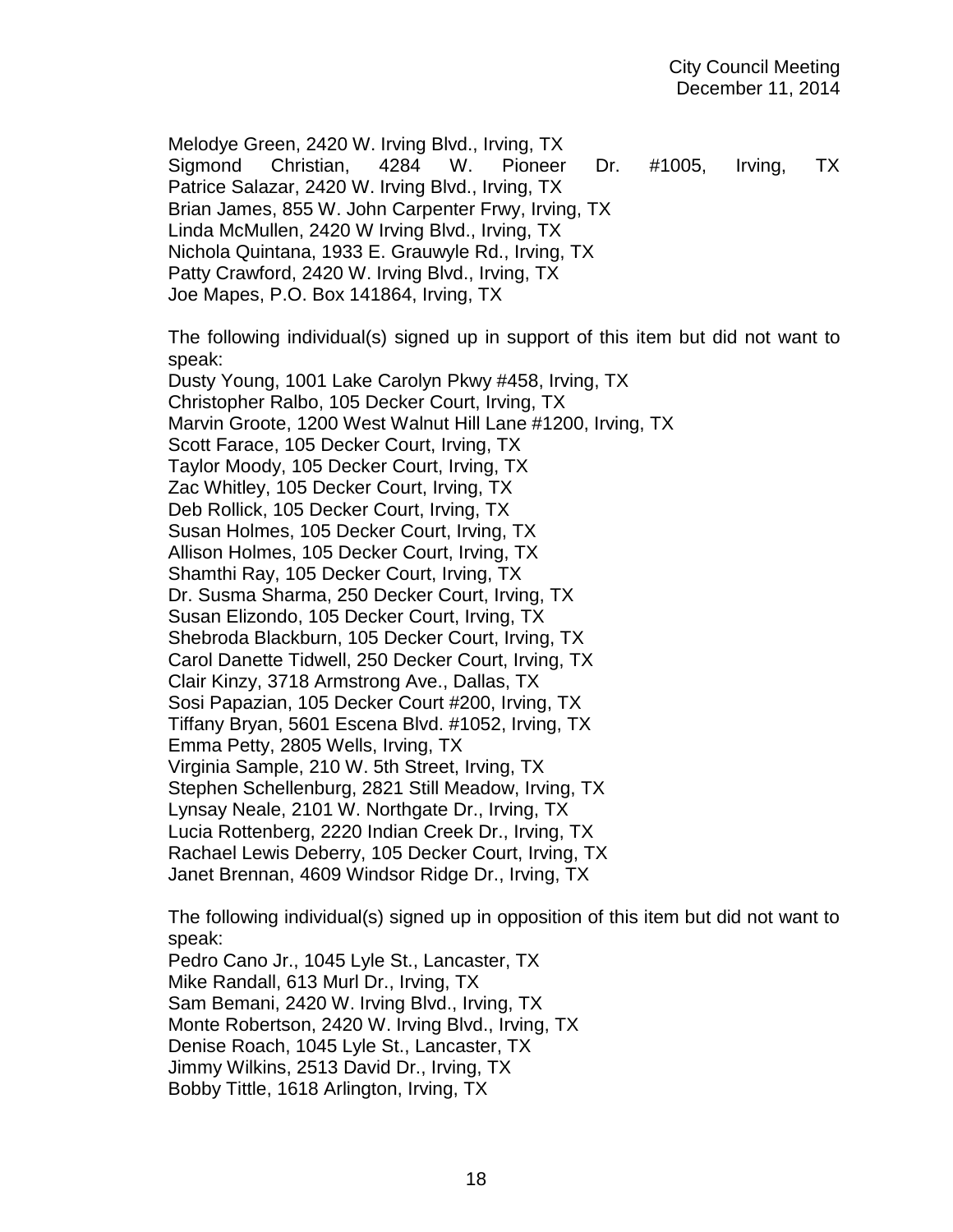Melodye Green, 2420 W. Irving Blvd., Irving, TX
Sigmond Christian, 4284 W. Pioneer Dr. #1005, Irving, TX
Patrice Salazar, 2420 W. Irving Blvd., Irving, TX
Brian James, 855 W. John Carpenter Frwy, Irving, TX
Linda McMullen, 2420 W Irving Blvd., Irving, TX
Nichola Quintana, 1933 E. Grauwyle Rd., Irving, TX
Patty Crawford, 2420 W. Irving Blvd., Irving, TX
Joe Mapes, P.O. Box 141864, Irving, TX

The following individual(s) signed up in support of this item but did not want to speak:
Dusty Young, 1001 Lake Carolyn Pkwy #458, Irving, TX
Christopher Ralbo, 105 Decker Court, Irving, TX
Marvin Groote, 1200 West Walnut Hill Lane #1200, Irving, TX
Scott Farace, 105 Decker Court, Irving, TX
Taylor Moody, 105 Decker Court, Irving, TX
Zac Whitley, 105 Decker Court, Irving, TX
Deb Rollick, 105 Decker Court, Irving, TX
Susan Holmes, 105 Decker Court, Irving, TX
Allison Holmes, 105 Decker Court, Irving, TX
Shamthi Ray, 105 Decker Court, Irving, TX
Dr. Susma Sharma, 250 Decker Court, Irving, TX
Susan Elizondo, 105 Decker Court, Irving, TX
Shebroda Blackburn, 105 Decker Court, Irving, TX
Carol Danette Tidwell, 250 Decker Court, Irving, TX
Clair Kinzy, 3718 Armstrong Ave., Dallas, TX
Sosi Papazian, 105 Decker Court #200, Irving, TX
Tiffany Bryan, 5601 Escena Blvd. #1052, Irving, TX
Emma Petty, 2805 Wells, Irving, TX
Virginia Sample, 210 W. 5th Street, Irving, TX
Stephen Schellenburg, 2821 Still Meadow, Irving, TX
Lynsay Neale, 2101 W. Northgate Dr., Irving, TX
Lucia Rottenberg, 2220 Indian Creek Dr., Irving, TX
Rachael Lewis Deberry, 105 Decker Court, Irving, TX
Janet Brennan, 4609 Windsor Ridge Dr., Irving, TX

The following individual(s) signed up in opposition of this item but did not want to speak:
Pedro Cano Jr., 1045 Lyle St., Lancaster, TX
Mike Randall, 613 Murl Dr., Irving, TX
Sam Bemani, 2420 W. Irving Blvd., Irving, TX
Monte Robertson, 2420 W. Irving Blvd., Irving, TX
Denise Roach, 1045 Lyle St., Lancaster, TX
Jimmy Wilkins, 2513 David Dr., Irving, TX
Bobby Tittle, 1618 Arlington, Irving, TX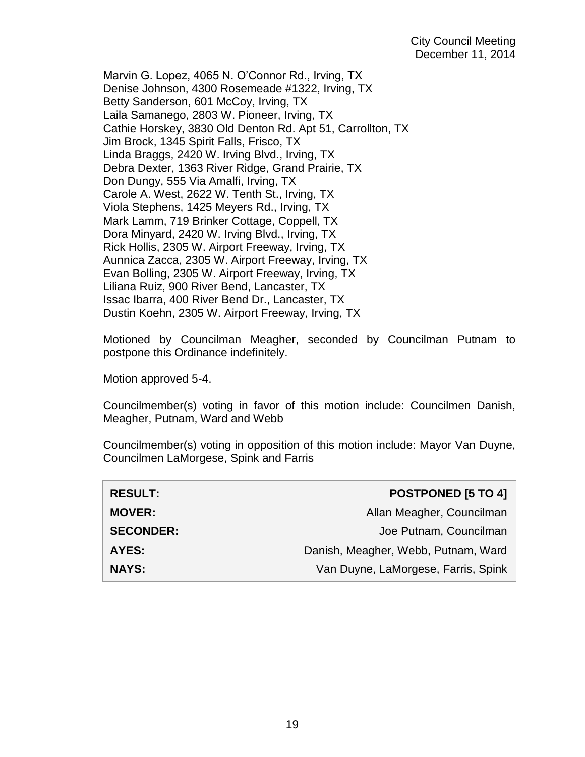Marvin G. Lopez, 4065 N. O'Connor Rd., Irving, TX
Denise Johnson, 4300 Rosemeade #1322, Irving, TX
Betty Sanderson, 601 McCoy, Irving, TX
Laila Samanego, 2803 W. Pioneer, Irving, TX
Cathie Horskey, 3830 Old Denton Rd. Apt 51, Carrollton, TX
Jim Brock, 1345 Spirit Falls, Frisco, TX
Linda Braggs, 2420 W. Irving Blvd., Irving, TX
Debra Dexter, 1363 River Ridge, Grand Prairie, TX
Don Dungy, 555 Via Amalfi, Irving, TX
Carole A. West, 2622 W. Tenth St., Irving, TX
Viola Stephens, 1425 Meyers Rd., Irving, TX
Mark Lamm, 719 Brinker Cottage, Coppell, TX
Dora Minyard, 2420 W. Irving Blvd., Irving, TX
Rick Hollis, 2305 W. Airport Freeway, Irving, TX
Aunnica Zacca, 2305 W. Airport Freeway, Irving, TX
Evan Bolling, 2305 W. Airport Freeway, Irving, TX
Liliana Ruiz, 900 River Bend, Lancaster, TX
Issac Ibarra, 400 River Bend Dr., Lancaster, TX
Dustin Koehn, 2305 W. Airport Freeway, Irving, TX

Motioned by Councilman Meagher, seconded by Councilman Putnam to postpone this Ordinance indefinitely.

Motion approved 5-4.

Councilmember(s) voting in favor of this motion include: Councilmen Danish, Meagher, Putnam, Ward and Webb

Councilmember(s) voting in opposition of this motion include: Mayor Van Duyne, Councilmen LaMorgese, Spink and Farris

| | |
|---|---|
| **RESULT:** | **POSTPONED [5 TO 4]** |
| **MOVER:** | Allan Meagher, Councilman |
| **SECONDER:** | Joe Putnam, Councilman |
| **AYES:** | Danish, Meagher, Webb, Putnam, Ward |
| **NAYS:** | Van Duyne, LaMorgese, Farris, Spink |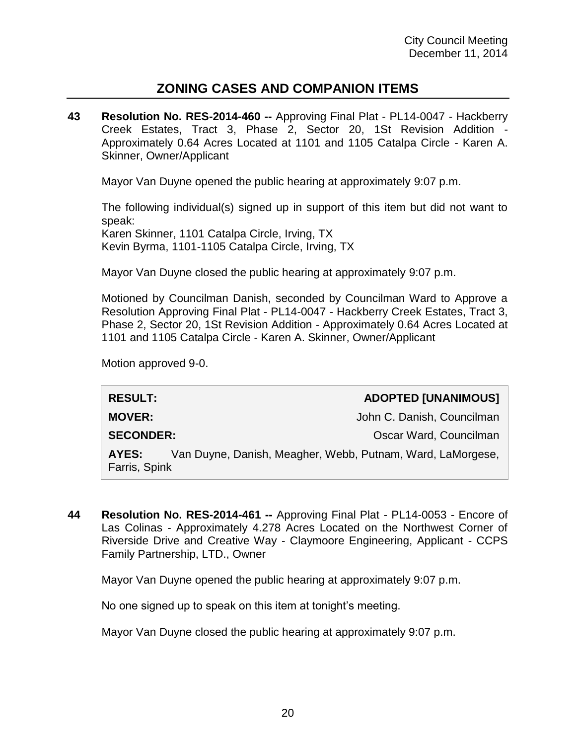## ZONING CASES AND COMPANION ITEMS

**43 Resolution No. RES-2014-460 --** Approving Final Plat - PL14-0047 - Hackberry Creek Estates, Tract 3, Phase 2, Sector 20, 1St Revision Addition - Approximately 0.64 Acres Located at 1101 and 1105 Catalpa Circle - Karen A. Skinner, Owner/Applicant

Mayor Van Duyne opened the public hearing at approximately 9:07 p.m.

The following individual(s) signed up in support of this item but did not want to speak:
Karen Skinner, 1101 Catalpa Circle, Irving, TX
Kevin Byrma, 1101-1105 Catalpa Circle, Irving, TX

Mayor Van Duyne closed the public hearing at approximately 9:07 p.m.

Motioned by Councilman Danish, seconded by Councilman Ward to Approve a Resolution Approving Final Plat - PL14-0047 - Hackberry Creek Estates, Tract 3, Phase 2, Sector 20, 1St Revision Addition - Approximately 0.64 Acres Located at 1101 and 1105 Catalpa Circle - Karen A. Skinner, Owner/Applicant

Motion approved 9-0.

| | |
|---|---|
| **RESULT:** | **ADOPTED [UNANIMOUS]** |
| **MOVER:** | John C. Danish, Councilman |
| **SECONDER:** | Oscar Ward, Councilman |
| **AYES:** | Van Duyne, Danish, Meagher, Webb, Putnam, Ward, LaMorgese, Farris, Spink |

**44 Resolution No. RES-2014-461 --** Approving Final Plat - PL14-0053 - Encore of Las Colinas - Approximately 4.278 Acres Located on the Northwest Corner of Riverside Drive and Creative Way - Claymoore Engineering, Applicant - CCPS Family Partnership, LTD., Owner

Mayor Van Duyne opened the public hearing at approximately 9:07 p.m.

No one signed up to speak on this item at tonight's meeting.

Mayor Van Duyne closed the public hearing at approximately 9:07 p.m.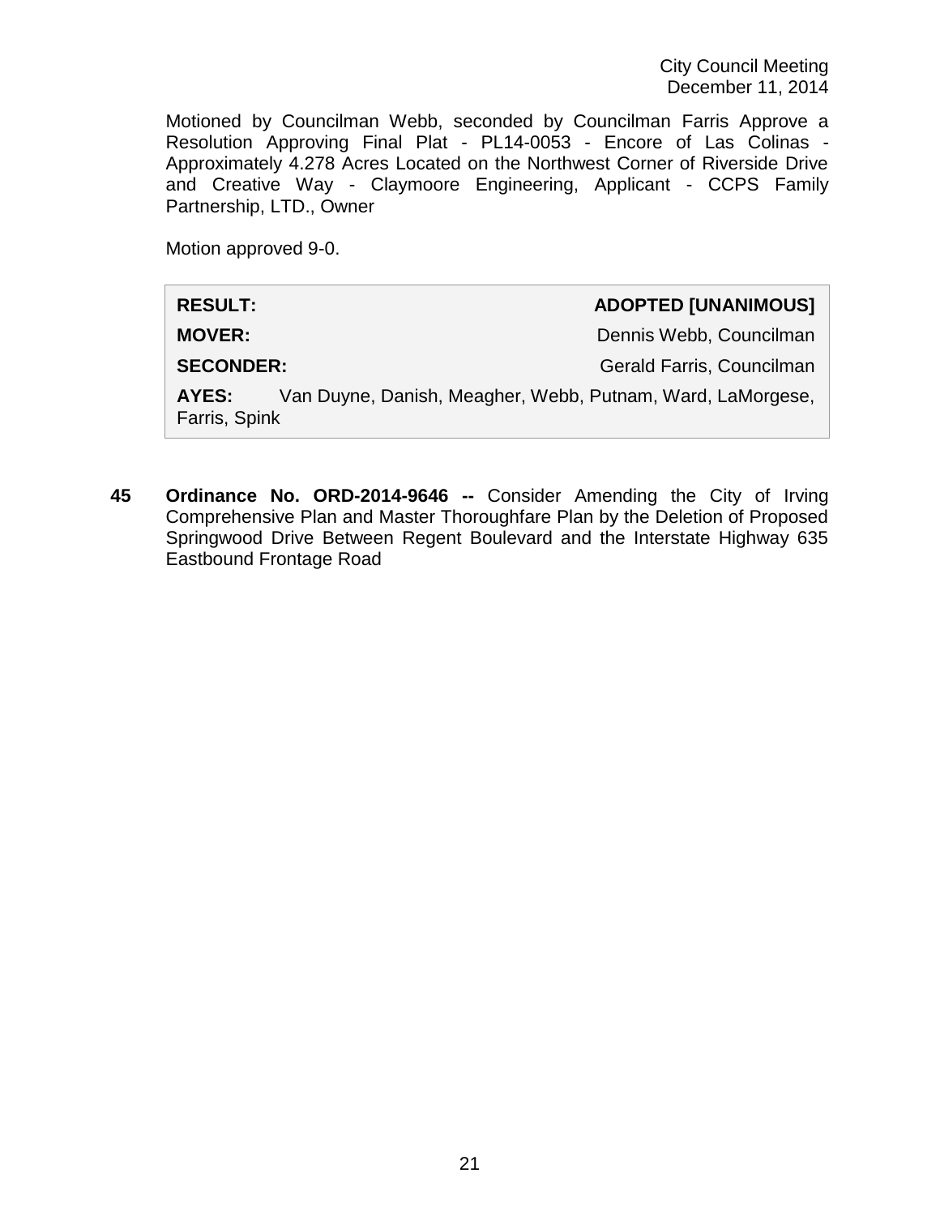Motioned by Councilman Webb, seconded by Councilman Farris Approve a Resolution Approving Final Plat - PL14-0053 - Encore of Las Colinas - Approximately 4.278 Acres Located on the Northwest Corner of Riverside Drive and Creative Way - Claymoore Engineering, Applicant - CCPS Family Partnership, LTD., Owner

Motion approved 9-0.

| | |
|---|---|
| **RESULT:** | **ADOPTED [UNANIMOUS]** |
| **MOVER:** | Dennis Webb, Councilman |
| **SECONDER:** | Gerald Farris, Councilman |
| **AYES:** | Van Duyne, Danish, Meagher, Webb, Putnam, Ward, LaMorgese, Farris, Spink |

**45** **Ordinance No. ORD-2014-9646 --** Consider Amending the City of Irving Comprehensive Plan and Master Thoroughfare Plan by the Deletion of Proposed Springwood Drive Between Regent Boulevard and the Interstate Highway 635 Eastbound Frontage Road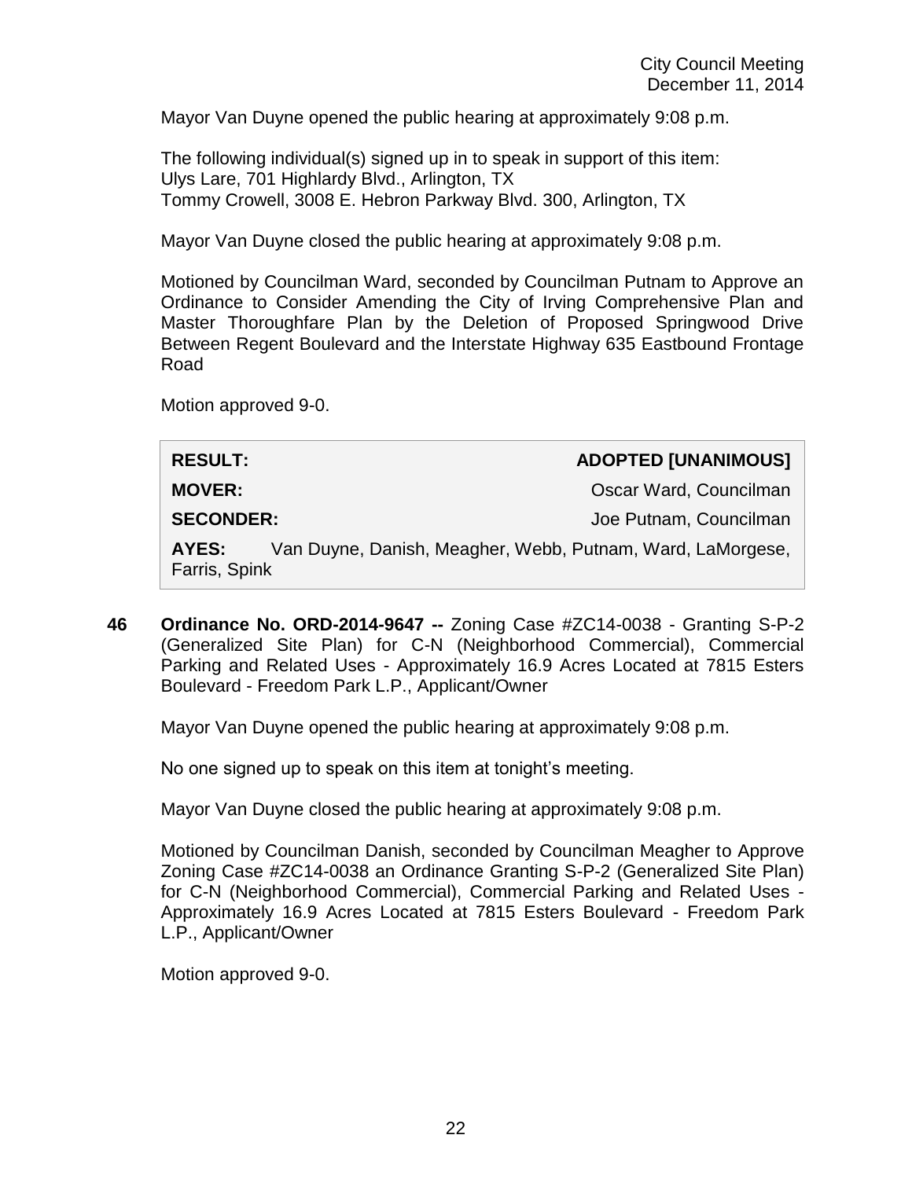Mayor Van Duyne opened the public hearing at approximately 9:08 p.m.

The following individual(s) signed up in to speak in support of this item:
Ulys Lare, 701 Highlardy Blvd., Arlington, TX
Tommy Crowell, 3008 E. Hebron Parkway Blvd. 300, Arlington, TX

Mayor Van Duyne closed the public hearing at approximately 9:08 p.m.

Motioned by Councilman Ward, seconded by Councilman Putnam to Approve an Ordinance to Consider Amending the City of Irving Comprehensive Plan and Master Thoroughfare Plan by the Deletion of Proposed Springwood Drive Between Regent Boulevard and the Interstate Highway 635 Eastbound Frontage Road

Motion approved 9-0.

| | |
|---|---|
| **RESULT:** | **ADOPTED [UNANIMOUS]** |
| **MOVER:** | Oscar Ward, Councilman |
| **SECONDER:** | Joe Putnam, Councilman |
| **AYES:** | Van Duyne, Danish, Meagher, Webb, Putnam, Ward, LaMorgese, Farris, Spink |

**46 Ordinance No. ORD-2014-9647 --** Zoning Case #ZC14-0038 - Granting S-P-2 (Generalized Site Plan) for C-N (Neighborhood Commercial), Commercial Parking and Related Uses - Approximately 16.9 Acres Located at 7815 Esters Boulevard - Freedom Park L.P., Applicant/Owner

Mayor Van Duyne opened the public hearing at approximately 9:08 p.m.

No one signed up to speak on this item at tonight's meeting.

Mayor Van Duyne closed the public hearing at approximately 9:08 p.m.

Motioned by Councilman Danish, seconded by Councilman Meagher to Approve Zoning Case #ZC14-0038 an Ordinance Granting S-P-2 (Generalized Site Plan) for C-N (Neighborhood Commercial), Commercial Parking and Related Uses - Approximately 16.9 Acres Located at 7815 Esters Boulevard - Freedom Park L.P., Applicant/Owner

Motion approved 9-0.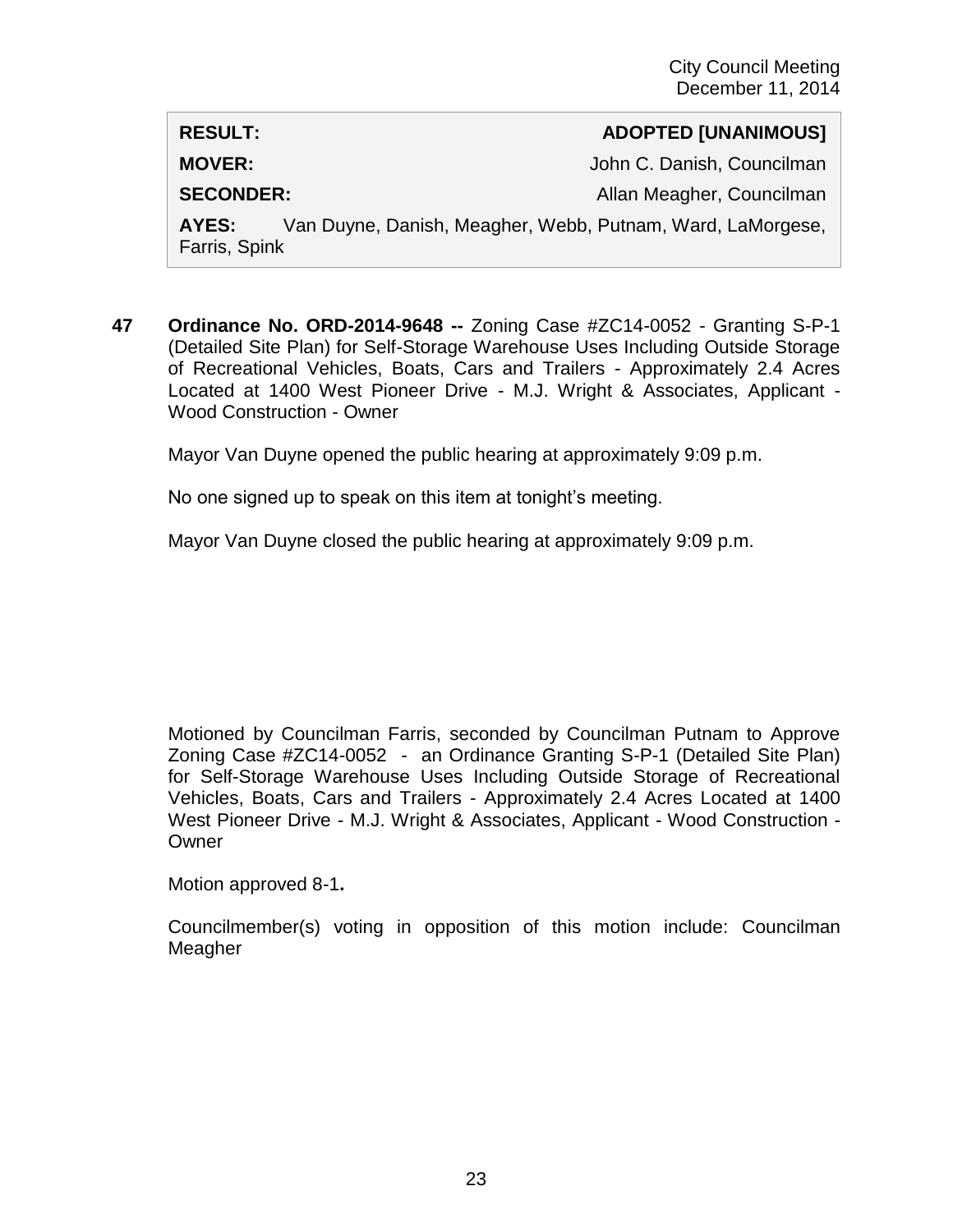| | |
|---|---|
| **RESULT:** | **ADOPTED [UNANIMOUS]** |
| **MOVER:** | John C. Danish, Councilman |
| **SECONDER:** | Allan Meagher, Councilman |
| **AYES:** | Van Duyne, Danish, Meagher, Webb, Putnam, Ward, LaMorgese, Farris, Spink |

**47 Ordinance No. ORD-2014-9648 --** Zoning Case #ZC14-0052 - Granting S-P-1 (Detailed Site Plan) for Self-Storage Warehouse Uses Including Outside Storage of Recreational Vehicles, Boats, Cars and Trailers - Approximately 2.4 Acres Located at 1400 West Pioneer Drive - M.J. Wright & Associates, Applicant - Wood Construction - Owner

Mayor Van Duyne opened the public hearing at approximately 9:09 p.m.

No one signed up to speak on this item at tonight's meeting.

Mayor Van Duyne closed the public hearing at approximately 9:09 p.m.

Motioned by Councilman Farris, seconded by Councilman Putnam to Approve Zoning Case #ZC14-0052 - an Ordinance Granting S-P-1 (Detailed Site Plan) for Self-Storage Warehouse Uses Including Outside Storage of Recreational Vehicles, Boats, Cars and Trailers - Approximately 2.4 Acres Located at 1400 West Pioneer Drive - M.J. Wright & Associates, Applicant - Wood Construction - Owner

Motion approved 8-1**.**

Councilmember(s) voting in opposition of this motion include: Councilman Meagher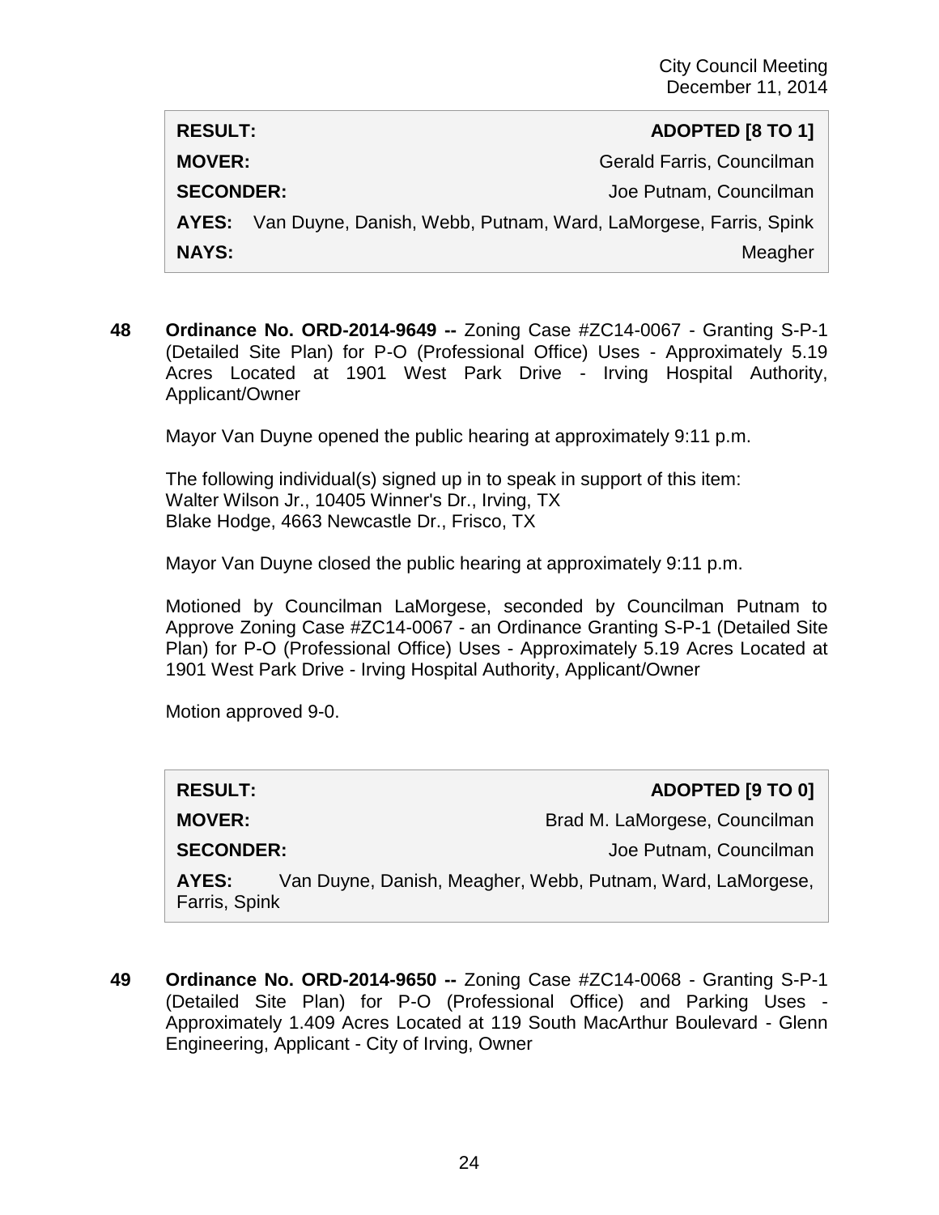| RESULT: | ADOPTED [8 TO 1] |
|---|---|
| MOVER: | Gerald Farris, Councilman |
| SECONDER: | Joe Putnam, Councilman |
| AYES: | Van Duyne, Danish, Webb, Putnam, Ward, LaMorgese, Farris, Spink |
| NAYS: | Meagher |

**48** **Ordinance No. ORD-2014-9649 --** Zoning Case #ZC14-0067 - Granting S-P-1 (Detailed Site Plan) for P-O (Professional Office) Uses - Approximately 5.19 Acres Located at 1901 West Park Drive - Irving Hospital Authority, Applicant/Owner

Mayor Van Duyne opened the public hearing at approximately 9:11 p.m.

The following individual(s) signed up in to speak in support of this item:
Walter Wilson Jr., 10405 Winner's Dr., Irving, TX
Blake Hodge, 4663 Newcastle Dr., Frisco, TX

Mayor Van Duyne closed the public hearing at approximately 9:11 p.m.

Motioned by Councilman LaMorgese, seconded by Councilman Putnam to Approve Zoning Case #ZC14-0067 - an Ordinance Granting S-P-1 (Detailed Site Plan) for P-O (Professional Office) Uses - Approximately 5.19 Acres Located at 1901 West Park Drive - Irving Hospital Authority, Applicant/Owner

Motion approved 9-0.

| RESULT: | ADOPTED [9 TO 0] |
|---|---|
| MOVER: | Brad M. LaMorgese, Councilman |
| SECONDER: | Joe Putnam, Councilman |
| AYES: | Van Duyne, Danish, Meagher, Webb, Putnam, Ward, LaMorgese, Farris, Spink |

**49** **Ordinance No. ORD-2014-9650 --** Zoning Case #ZC14-0068 - Granting S-P-1 (Detailed Site Plan) for P-O (Professional Office) and Parking Uses - Approximately 1.409 Acres Located at 119 South MacArthur Boulevard - Glenn Engineering, Applicant - City of Irving, Owner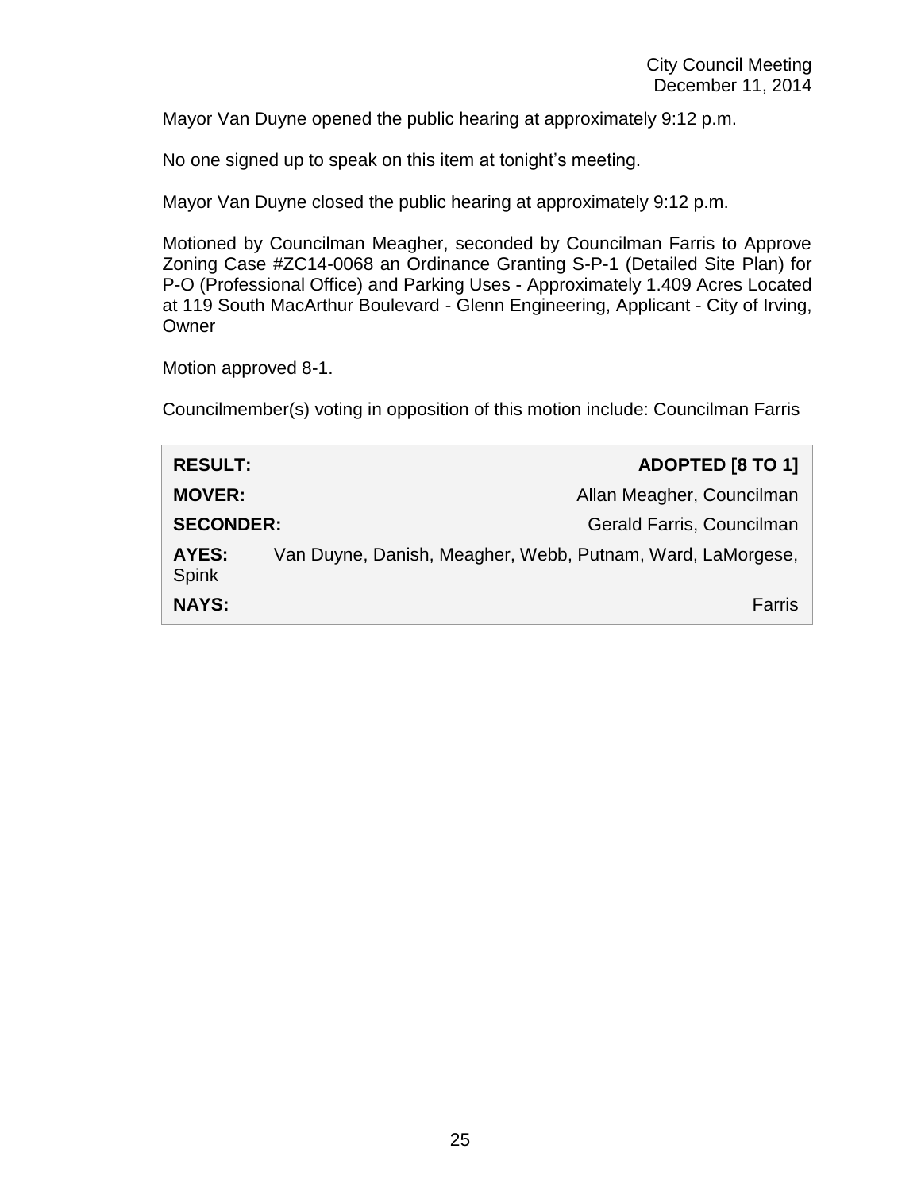Mayor Van Duyne opened the public hearing at approximately 9:12 p.m.

No one signed up to speak on this item at tonight's meeting.

Mayor Van Duyne closed the public hearing at approximately 9:12 p.m.

Motioned by Councilman Meagher, seconded by Councilman Farris to Approve Zoning Case #ZC14-0068 an Ordinance Granting S-P-1 (Detailed Site Plan) for P-O (Professional Office) and Parking Uses - Approximately 1.409 Acres Located at 119 South MacArthur Boulevard - Glenn Engineering, Applicant - City of Irving, Owner

Motion approved 8-1.

Councilmember(s) voting in opposition of this motion include: Councilman Farris

| | |
|---|---|
| **RESULT:** | **ADOPTED [8 TO 1]** |
| **MOVER:** | Allan Meagher, Councilman |
| **SECONDER:** | Gerald Farris, Councilman |
| **AYES:** | Van Duyne, Danish, Meagher, Webb, Putnam, Ward, LaMorgese, Spink |
| **NAYS:** | Farris |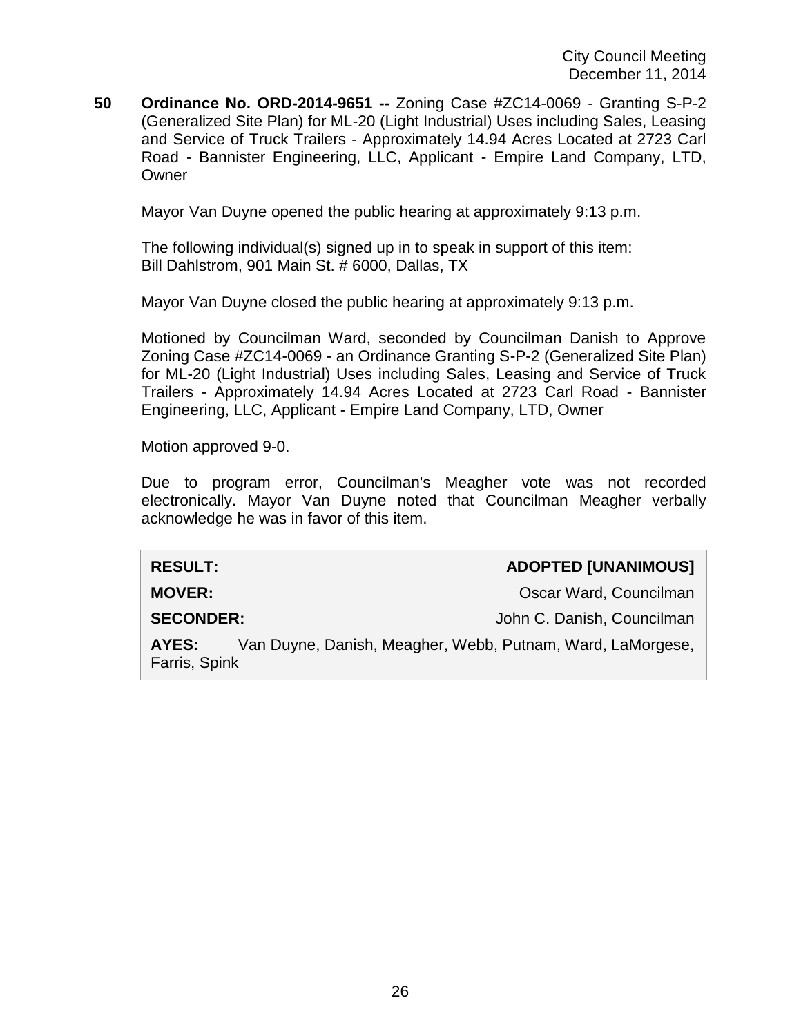**50 Ordinance No. ORD-2014-9651 --** Zoning Case #ZC14-0069 - Granting S-P-2 (Generalized Site Plan) for ML-20 (Light Industrial) Uses including Sales, Leasing and Service of Truck Trailers - Approximately 14.94 Acres Located at 2723 Carl Road - Bannister Engineering, LLC, Applicant - Empire Land Company, LTD, Owner

Mayor Van Duyne opened the public hearing at approximately 9:13 p.m.

The following individual(s) signed up in to speak in support of this item:
Bill Dahlstrom, 901 Main St. # 6000, Dallas, TX

Mayor Van Duyne closed the public hearing at approximately 9:13 p.m.

Motioned by Councilman Ward, seconded by Councilman Danish to Approve Zoning Case #ZC14-0069 - an Ordinance Granting S-P-2 (Generalized Site Plan) for ML-20 (Light Industrial) Uses including Sales, Leasing and Service of Truck Trailers - Approximately 14.94 Acres Located at 2723 Carl Road - Bannister Engineering, LLC, Applicant - Empire Land Company, LTD, Owner

Motion approved 9-0.

Due to program error, Councilman's Meagher vote was not recorded electronically. Mayor Van Duyne noted that Councilman Meagher verbally acknowledge he was in favor of this item.

| | |
|---|---|
| **RESULT:** | **ADOPTED [UNANIMOUS]** |
| **MOVER:** | Oscar Ward, Councilman |
| **SECONDER:** | John C. Danish, Councilman |
| **AYES:** | Van Duyne, Danish, Meagher, Webb, Putnam, Ward, LaMorgese, Farris, Spink |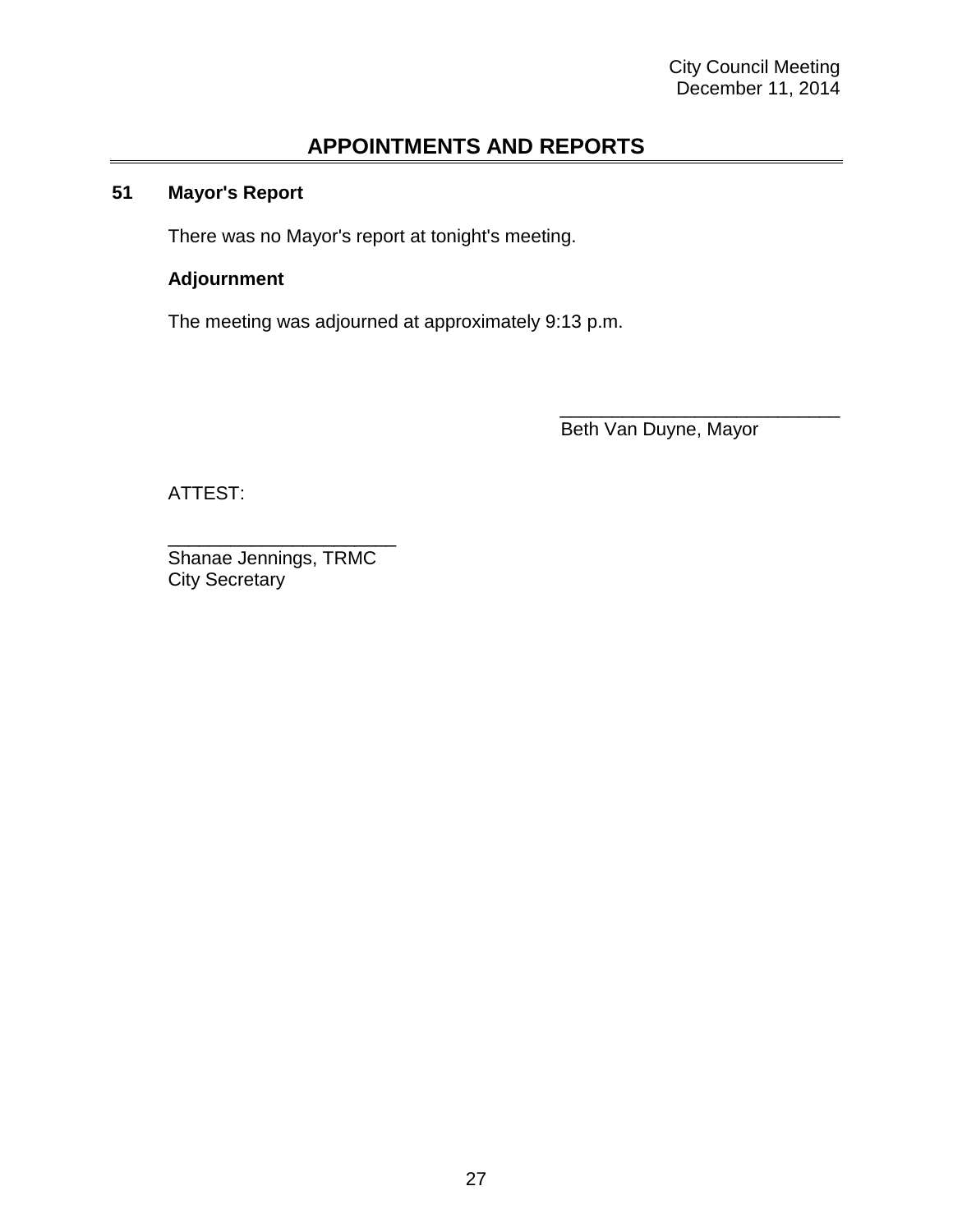## APPOINTMENTS AND REPORTS

**51 Mayor's Report**

There was no Mayor's report at tonight's meeting.

**Adjournment**

The meeting was adjourned at approximately 9:13 p.m.

___________________________
Beth Van Duyne, Mayor

ATTEST:

______________________
Shanae Jennings, TRMC
City Secretary